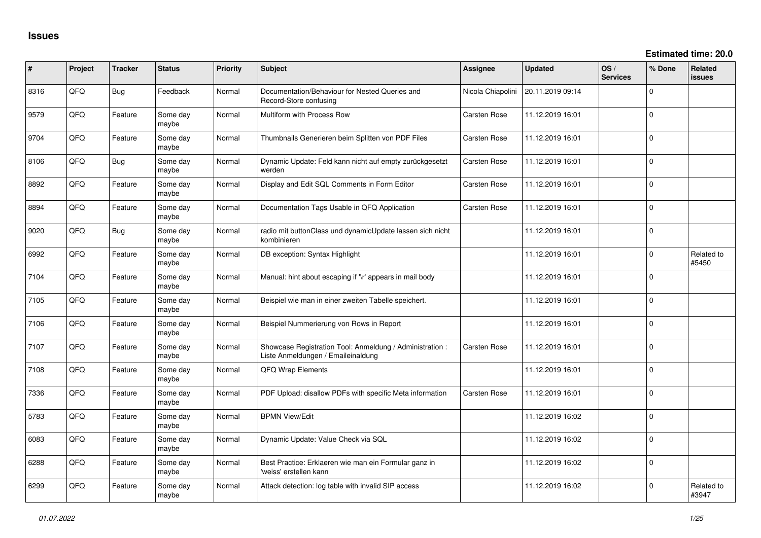# Issues

**Estimated time: 20.0**

| # | Project | Tracker | Status | Priority | Subject | Assignee | Updated | OS / Services | % Done | Related issues |
|---|---|---|---|---|---|---|---|---|---|---|
| 8316 | QFQ | Bug | Feedback | Normal | Documentation/Behaviour for Nested Queries and Record-Store confusing | Nicola Chiapolini | 20.11.2019 09:14 | | 0 | |
| 9579 | QFQ | Feature | Some day maybe | Normal | Multiform with Process Row | Carsten Rose | 11.12.2019 16:01 | | 0 | |
| 9704 | QFQ | Feature | Some day maybe | Normal | Thumbnails Generieren beim Splitten von PDF Files | Carsten Rose | 11.12.2019 16:01 | | 0 | |
| 8106 | QFQ | Bug | Some day maybe | Normal | Dynamic Update: Feld kann nicht auf empty zurückgesetzt werden | Carsten Rose | 11.12.2019 16:01 | | 0 | |
| 8892 | QFQ | Feature | Some day maybe | Normal | Display and Edit SQL Comments in Form Editor | Carsten Rose | 11.12.2019 16:01 | | 0 | |
| 8894 | QFQ | Feature | Some day maybe | Normal | Documentation Tags Usable in QFQ Application | Carsten Rose | 11.12.2019 16:01 | | 0 | |
| 9020 | QFQ | Bug | Some day maybe | Normal | radio mit buttonClass und dynamicUpdate lassen sich nicht kombinieren | | 11.12.2019 16:01 | | 0 | |
| 6992 | QFQ | Feature | Some day maybe | Normal | DB exception: Syntax Highlight | | 11.12.2019 16:01 | | 0 | Related to #5450 |
| 7104 | QFQ | Feature | Some day maybe | Normal | Manual: hint about escaping if '\r' appears in mail body | | 11.12.2019 16:01 | | 0 | |
| 7105 | QFQ | Feature | Some day maybe | Normal | Beispiel wie man in einer zweiten Tabelle speichert. | | 11.12.2019 16:01 | | 0 | |
| 7106 | QFQ | Feature | Some day maybe | Normal | Beispiel Nummerierung von Rows in Report | | 11.12.2019 16:01 | | 0 | |
| 7107 | QFQ | Feature | Some day maybe | Normal | Showcase Registration Tool: Anmeldung / Administration : Liste Anmeldungen / Emaileinaldung | Carsten Rose | 11.12.2019 16:01 | | 0 | |
| 7108 | QFQ | Feature | Some day maybe | Normal | QFQ Wrap Elements | | 11.12.2019 16:01 | | 0 | |
| 7336 | QFQ | Feature | Some day maybe | Normal | PDF Upload: disallow PDFs with specific Meta information | Carsten Rose | 11.12.2019 16:01 | | 0 | |
| 5783 | QFQ | Feature | Some day maybe | Normal | BPMN View/Edit | | 11.12.2019 16:02 | | 0 | |
| 6083 | QFQ | Feature | Some day maybe | Normal | Dynamic Update: Value Check via SQL | | 11.12.2019 16:02 | | 0 | |
| 6288 | QFQ | Feature | Some day maybe | Normal | Best Practice: Erklaeren wie man ein Formular ganz in 'weiss' erstellen kann | | 11.12.2019 16:02 | | 0 | |
| 6299 | QFQ | Feature | Some day maybe | Normal | Attack detection: log table with invalid SIP access | | 11.12.2019 16:02 | | 0 | Related to #3947 |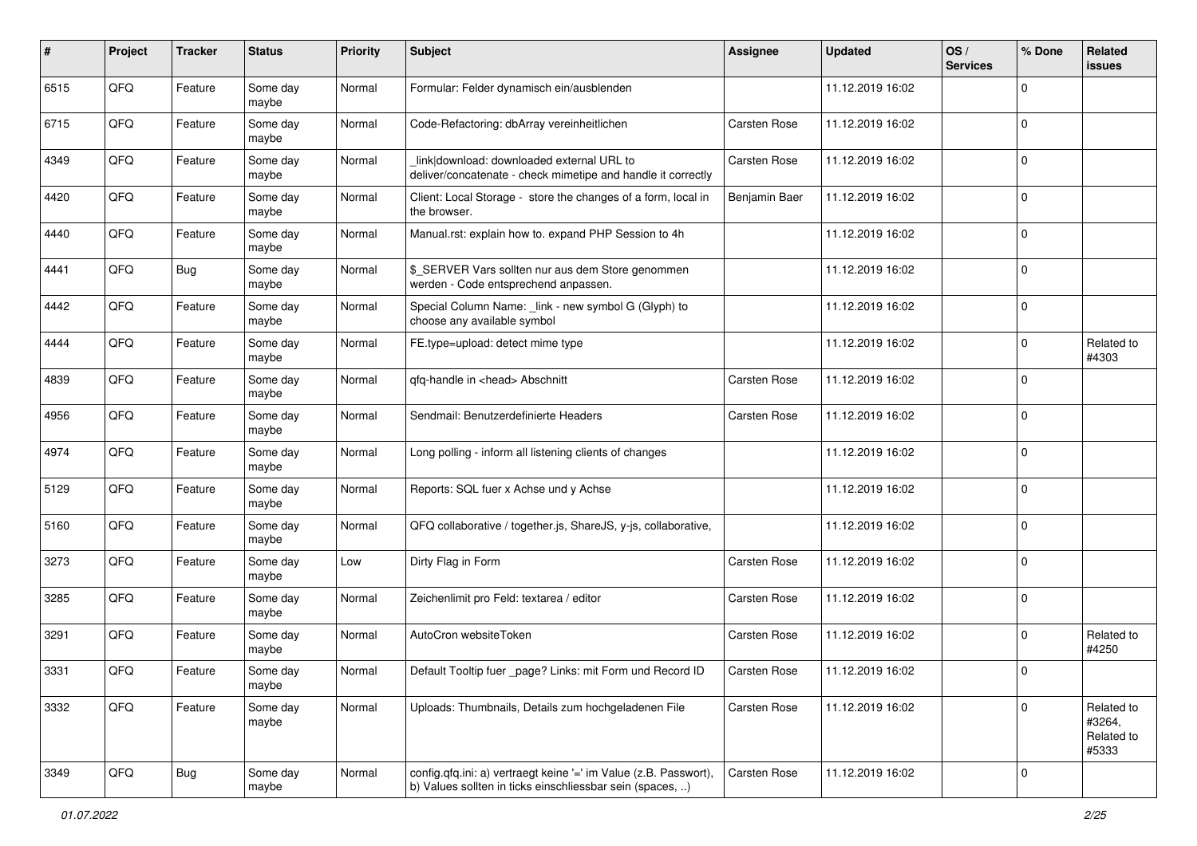| # | Project | Tracker | Status | Priority | Subject | Assignee | Updated | OS / Services | % Done | Related issues |
|---|---|---|---|---|---|---|---|---|---|---|
| 6515 | QFQ | Feature | Some day maybe | Normal | Formular: Felder dynamisch ein/ausblenden | | 11.12.2019 16:02 | | 0 | |
| 6715 | QFQ | Feature | Some day maybe | Normal | Code-Refactoring: dbArray vereinheitlichen | Carsten Rose | 11.12.2019 16:02 | | 0 | |
| 4349 | QFQ | Feature | Some day maybe | Normal | _link\|download: downloaded external URL to deliver/concatenate - check mimetipe and handle it correctly | Carsten Rose | 11.12.2019 16:02 | | 0 | |
| 4420 | QFQ | Feature | Some day maybe | Normal | Client: Local Storage - store the changes of a form, local in the browser. | Benjamin Baer | 11.12.2019 16:02 | | 0 | |
| 4440 | QFQ | Feature | Some day maybe | Normal | Manual.rst: explain how to. expand PHP Session to 4h | | 11.12.2019 16:02 | | 0 | |
| 4441 | QFQ | Bug | Some day maybe | Normal | $_SERVER Vars sollten nur aus dem Store genommen werden - Code entsprechend anpassen. | | 11.12.2019 16:02 | | 0 | |
| 4442 | QFQ | Feature | Some day maybe | Normal | Special Column Name: _link - new symbol G (Glyph) to choose any available symbol | | 11.12.2019 16:02 | | 0 | |
| 4444 | QFQ | Feature | Some day maybe | Normal | FE.type=upload: detect mime type | | 11.12.2019 16:02 | | 0 | Related to #4303 |
| 4839 | QFQ | Feature | Some day maybe | Normal | qfq-handle in <head> Abschnitt | Carsten Rose | 11.12.2019 16:02 | | 0 | |
| 4956 | QFQ | Feature | Some day maybe | Normal | Sendmail: Benutzerdefinierte Headers | Carsten Rose | 11.12.2019 16:02 | | 0 | |
| 4974 | QFQ | Feature | Some day maybe | Normal | Long polling - inform all listening clients of changes | | 11.12.2019 16:02 | | 0 | |
| 5129 | QFQ | Feature | Some day maybe | Normal | Reports: SQL fuer x Achse und y Achse | | 11.12.2019 16:02 | | 0 | |
| 5160 | QFQ | Feature | Some day maybe | Normal | QFQ collaborative / together.js, ShareJS, y-js, collaborative, | | 11.12.2019 16:02 | | 0 | |
| 3273 | QFQ | Feature | Some day maybe | Low | Dirty Flag in Form | Carsten Rose | 11.12.2019 16:02 | | 0 | |
| 3285 | QFQ | Feature | Some day maybe | Normal | Zeichenlimit pro Feld: textarea / editor | Carsten Rose | 11.12.2019 16:02 | | 0 | |
| 3291 | QFQ | Feature | Some day maybe | Normal | AutoCron websiteToken | Carsten Rose | 11.12.2019 16:02 | | 0 | Related to #4250 |
| 3331 | QFQ | Feature | Some day maybe | Normal | Default Tooltip fuer _page? Links: mit Form und Record ID | Carsten Rose | 11.12.2019 16:02 | | 0 | |
| 3332 | QFQ | Feature | Some day maybe | Normal | Uploads: Thumbnails, Details zum hochgeladenen File | Carsten Rose | 11.12.2019 16:02 | | 0 | Related to #3264, Related to #5333 |
| 3349 | QFQ | Bug | Some day maybe | Normal | config.qfq.ini: a) vertraegt keine '=' im Value (z.B. Passwort), b) Values sollten in ticks einschliessbar sein (spaces, ..) | Carsten Rose | 11.12.2019 16:02 | | 0 | |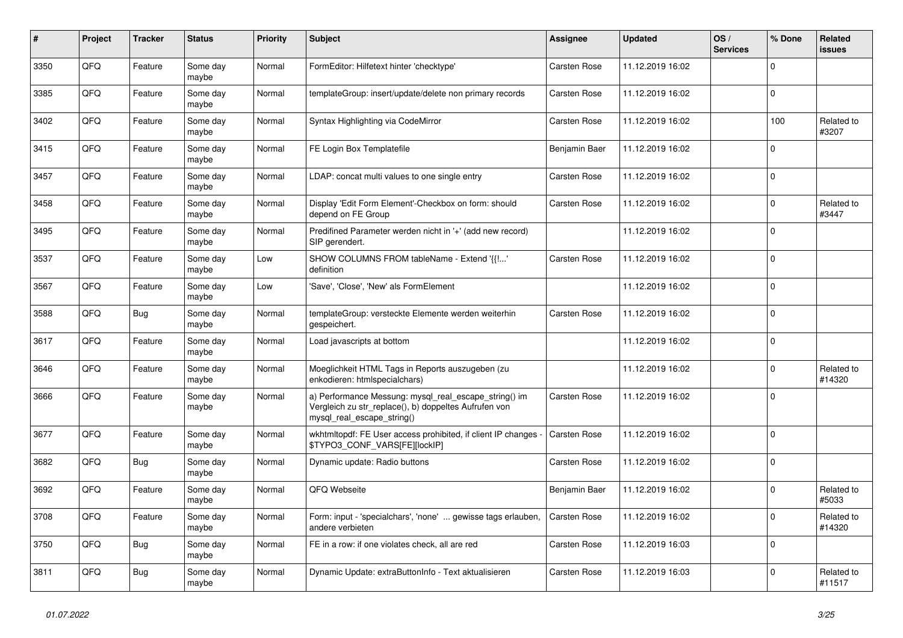| # | Project | Tracker | Status | Priority | Subject | Assignee | Updated | OS / Services | % Done | Related issues |
|---|---|---|---|---|---|---|---|---|---|---|
| 3350 | QFQ | Feature | Some day maybe | Normal | FormEditor: Hilfetext hinter 'checktype' | Carsten Rose | 11.12.2019 16:02 | | 0 | |
| 3385 | QFQ | Feature | Some day maybe | Normal | templateGroup: insert/update/delete non primary records | Carsten Rose | 11.12.2019 16:02 | | 0 | |
| 3402 | QFQ | Feature | Some day maybe | Normal | Syntax Highlighting via CodeMirror | Carsten Rose | 11.12.2019 16:02 | | 100 | Related to #3207 |
| 3415 | QFQ | Feature | Some day maybe | Normal | FE Login Box Templatefile | Benjamin Baer | 11.12.2019 16:02 | | 0 | |
| 3457 | QFQ | Feature | Some day maybe | Normal | LDAP: concat multi values to one single entry | Carsten Rose | 11.12.2019 16:02 | | 0 | |
| 3458 | QFQ | Feature | Some day maybe | Normal | Display 'Edit Form Element'-Checkbox on form: should depend on FE Group | Carsten Rose | 11.12.2019 16:02 | | 0 | Related to #3447 |
| 3495 | QFQ | Feature | Some day maybe | Normal | Predifined Parameter werden nicht in '+' (add new record) SIP gerendert. | | 11.12.2019 16:02 | | 0 | |
| 3537 | QFQ | Feature | Some day maybe | Low | SHOW COLUMNS FROM tableName - Extend '{{!...' definition | Carsten Rose | 11.12.2019 16:02 | | 0 | |
| 3567 | QFQ | Feature | Some day maybe | Low | 'Save', 'Close', 'New' als FormElement | | 11.12.2019 16:02 | | 0 | |
| 3588 | QFQ | Bug | Some day maybe | Normal | templateGroup: versteckte Elemente werden weiterhin gespeichert. | Carsten Rose | 11.12.2019 16:02 | | 0 | |
| 3617 | QFQ | Feature | Some day maybe | Normal | Load javascripts at bottom | | 11.12.2019 16:02 | | 0 | |
| 3646 | QFQ | Feature | Some day maybe | Normal | Moeglichkeit HTML Tags in Reports auszugeben (zu enkodieren: htmlspecialchars) | | 11.12.2019 16:02 | | 0 | Related to #14320 |
| 3666 | QFQ | Feature | Some day maybe | Normal | a) Performance Messung: mysql_real_escape_string() im Vergleich zu str_replace(), b) doppeltes Aufrufen von mysql_real_escape_string() | Carsten Rose | 11.12.2019 16:02 | | 0 | |
| 3677 | QFQ | Feature | Some day maybe | Normal | wkhtmltopdf: FE User access prohibited, if client IP changes - $TYPO3_CONF_VARS[FE][lockIP] | Carsten Rose | 11.12.2019 16:02 | | 0 | |
| 3682 | QFQ | Bug | Some day maybe | Normal | Dynamic update: Radio buttons | Carsten Rose | 11.12.2019 16:02 | | 0 | |
| 3692 | QFQ | Feature | Some day maybe | Normal | QFQ Webseite | Benjamin Baer | 11.12.2019 16:02 | | 0 | Related to #5033 |
| 3708 | QFQ | Feature | Some day maybe | Normal | Form: input - 'specialchars', 'none' ... gewisse tags erlauben, andere verbieten | Carsten Rose | 11.12.2019 16:02 | | 0 | Related to #14320 |
| 3750 | QFQ | Bug | Some day maybe | Normal | FE in a row: if one violates check, all are red | Carsten Rose | 11.12.2019 16:03 | | 0 | |
| 3811 | QFQ | Bug | Some day maybe | Normal | Dynamic Update: extraButtonInfo - Text aktualisieren | Carsten Rose | 11.12.2019 16:03 | | 0 | Related to #11517 |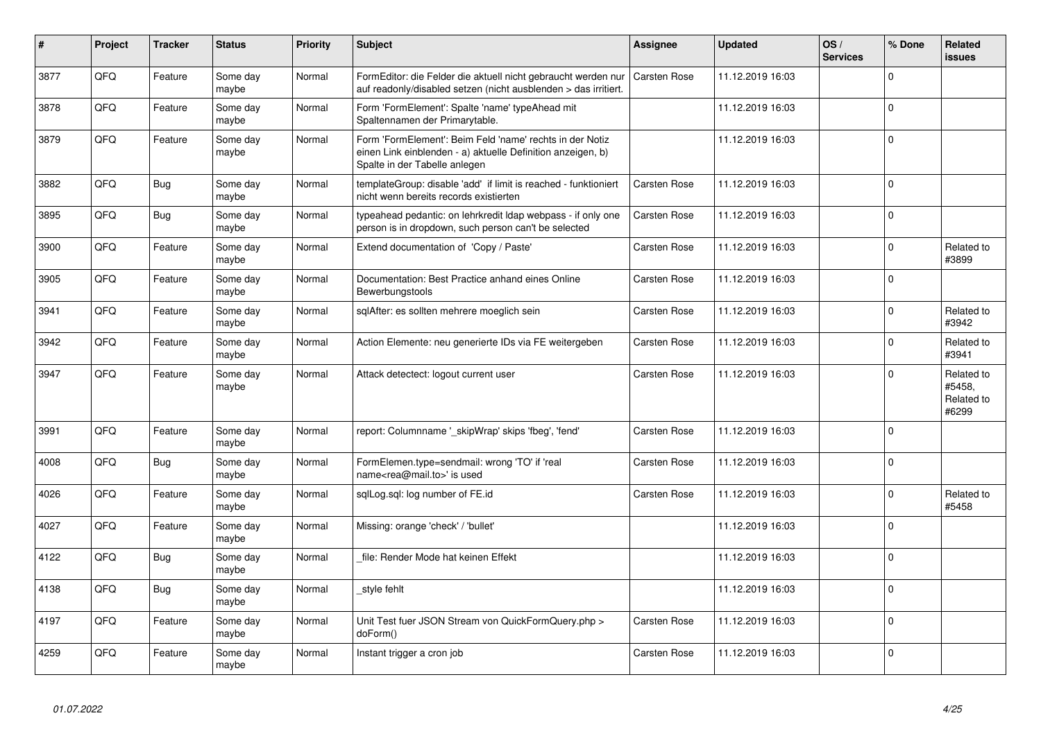| # | Project | Tracker | Status | Priority | Subject | Assignee | Updated | OS / Services | % Done | Related issues |
|---|---|---|---|---|---|---|---|---|---|---|
| 3877 | QFQ | Feature | Some day maybe | Normal | FormEditor: die Felder die aktuell nicht gebraucht werden nur auf readonly/disabled setzen (nicht ausblenden > das irritiert. | Carsten Rose | 11.12.2019 16:03 | | 0 | |
| 3878 | QFQ | Feature | Some day maybe | Normal | Form 'FormElement': Spalte 'name' typeAhead mit Spaltennamen der Primarytable. | | 11.12.2019 16:03 | | 0 | |
| 3879 | QFQ | Feature | Some day maybe | Normal | Form 'FormElement': Beim Feld 'name' rechts in der Notiz einen Link einblenden - a) aktuelle Definition anzeigen, b) Spalte in der Tabelle anlegen | | 11.12.2019 16:03 | | 0 | |
| 3882 | QFQ | Bug | Some day maybe | Normal | templateGroup: disable 'add' if limit is reached - funktioniert nicht wenn bereits records existierten | Carsten Rose | 11.12.2019 16:03 | | 0 | |
| 3895 | QFQ | Bug | Some day maybe | Normal | typeahead pedantic: on lehrkredit ldap webpass - if only one person is in dropdown, such person can't be selected | Carsten Rose | 11.12.2019 16:03 | | 0 | |
| 3900 | QFQ | Feature | Some day maybe | Normal | Extend documentation of 'Copy / Paste' | Carsten Rose | 11.12.2019 16:03 | | 0 | Related to #3899 |
| 3905 | QFQ | Feature | Some day maybe | Normal | Documentation: Best Practice anhand eines Online Bewerbungstools | Carsten Rose | 11.12.2019 16:03 | | 0 | |
| 3941 | QFQ | Feature | Some day maybe | Normal | sqlAfter: es sollten mehrere moeglich sein | Carsten Rose | 11.12.2019 16:03 | | 0 | Related to #3942 |
| 3942 | QFQ | Feature | Some day maybe | Normal | Action Elemente: neu generierte IDs via FE weitergeben | Carsten Rose | 11.12.2019 16:03 | | 0 | Related to #3941 |
| 3947 | QFQ | Feature | Some day maybe | Normal | Attack detectect: logout current user | Carsten Rose | 11.12.2019 16:03 | | 0 | Related to #5458, Related to #6299 |
| 3991 | QFQ | Feature | Some day maybe | Normal | report: Columnname '_skipWrap' skips 'fbeg', 'fend' | Carsten Rose | 11.12.2019 16:03 | | 0 | |
| 4008 | QFQ | Bug | Some day maybe | Normal | FormElemen.type=sendmail: wrong 'TO' if 'real name<rea@mail.to>' is used | Carsten Rose | 11.12.2019 16:03 | | 0 | |
| 4026 | QFQ | Feature | Some day maybe | Normal | sqlLog.sql: log number of FE.id | Carsten Rose | 11.12.2019 16:03 | | 0 | Related to #5458 |
| 4027 | QFQ | Feature | Some day maybe | Normal | Missing: orange 'check' / 'bullet' | | 11.12.2019 16:03 | | 0 | |
| 4122 | QFQ | Bug | Some day maybe | Normal | _file: Render Mode hat keinen Effekt | | 11.12.2019 16:03 | | 0 | |
| 4138 | QFQ | Bug | Some day maybe | Normal | _style fehlt | | 11.12.2019 16:03 | | 0 | |
| 4197 | QFQ | Feature | Some day maybe | Normal | Unit Test fuer JSON Stream von QuickFormQuery.php > doForm() | Carsten Rose | 11.12.2019 16:03 | | 0 | |
| 4259 | QFQ | Feature | Some day maybe | Normal | Instant trigger a cron job | Carsten Rose | 11.12.2019 16:03 | | 0 | |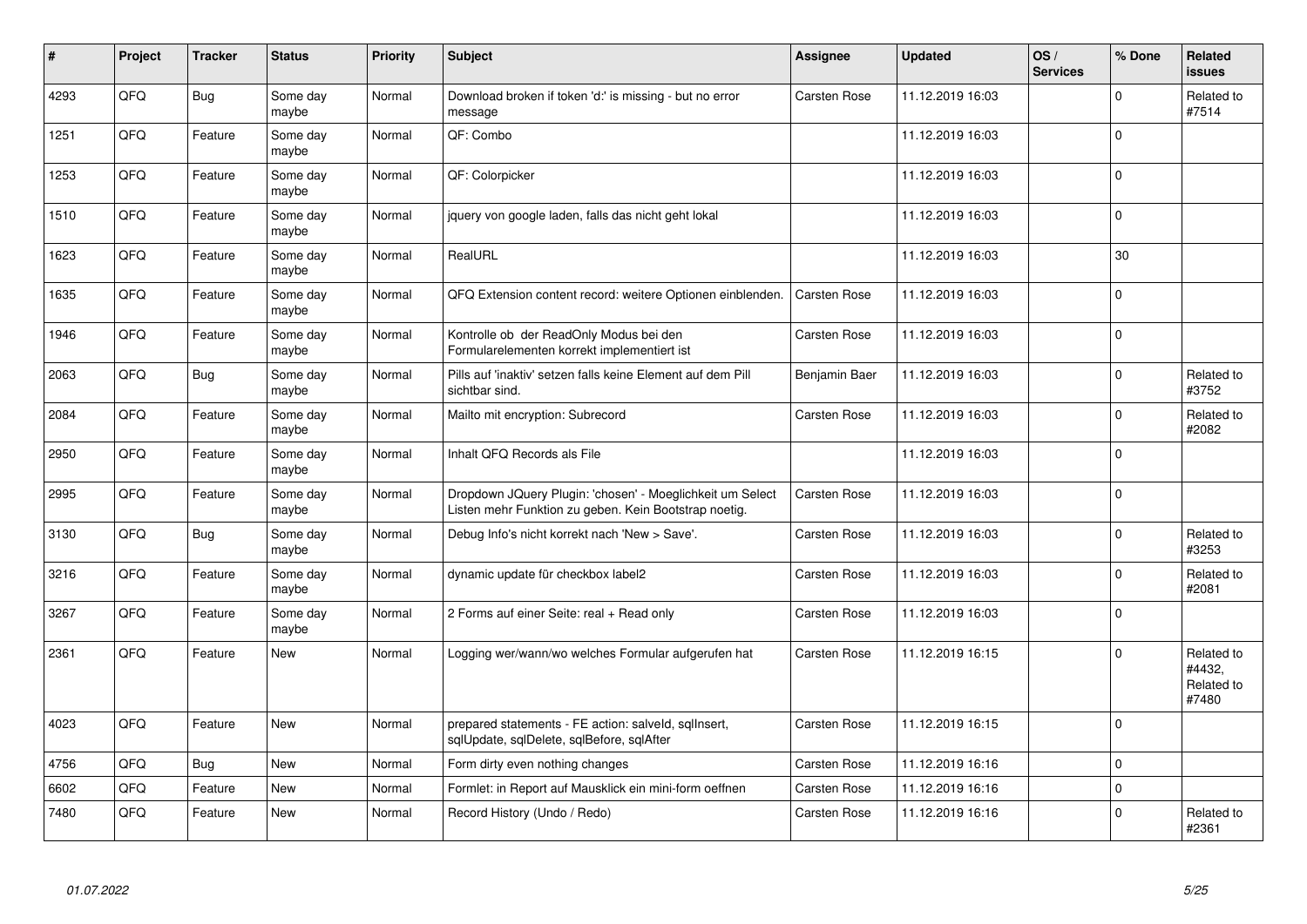| # | Project | Tracker | Status | Priority | Subject | Assignee | Updated | OS / Services | % Done | Related issues |
|---|---|---|---|---|---|---|---|---|---|---|
| 4293 | QFQ | Bug | Some day maybe | Normal | Download broken if token 'd:' is missing - but no error message | Carsten Rose | 11.12.2019 16:03 | | 0 | Related to #7514 |
| 1251 | QFQ | Feature | Some day maybe | Normal | QF: Combo | | 11.12.2019 16:03 | | 0 | |
| 1253 | QFQ | Feature | Some day maybe | Normal | QF: Colorpicker | | 11.12.2019 16:03 | | 0 | |
| 1510 | QFQ | Feature | Some day maybe | Normal | jquery von google laden, falls das nicht geht lokal | | 11.12.2019 16:03 | | 0 | |
| 1623 | QFQ | Feature | Some day maybe | Normal | RealURL | | 11.12.2019 16:03 | | 30 | |
| 1635 | QFQ | Feature | Some day maybe | Normal | QFQ Extension content record: weitere Optionen einblenden. | Carsten Rose | 11.12.2019 16:03 | | 0 | |
| 1946 | QFQ | Feature | Some day maybe | Normal | Kontrolle ob der ReadOnly Modus bei den Formularelementen korrekt implementiert ist | Carsten Rose | 11.12.2019 16:03 | | 0 | |
| 2063 | QFQ | Bug | Some day maybe | Normal | Pills auf 'inaktiv' setzen falls keine Element auf dem Pill sichtbar sind. | Benjamin Baer | 11.12.2019 16:03 | | 0 | Related to #3752 |
| 2084 | QFQ | Feature | Some day maybe | Normal | Mailto mit encryption: Subrecord | Carsten Rose | 11.12.2019 16:03 | | 0 | Related to #2082 |
| 2950 | QFQ | Feature | Some day maybe | Normal | Inhalt QFQ Records als File | | 11.12.2019 16:03 | | 0 | |
| 2995 | QFQ | Feature | Some day maybe | Normal | Dropdown JQuery Plugin: 'chosen' - Moeglichkeit um Select Listen mehr Funktion zu geben. Kein Bootstrap noetig. | Carsten Rose | 11.12.2019 16:03 | | 0 | |
| 3130 | QFQ | Bug | Some day maybe | Normal | Debug Info's nicht korrekt nach 'New > Save'. | Carsten Rose | 11.12.2019 16:03 | | 0 | Related to #3253 |
| 3216 | QFQ | Feature | Some day maybe | Normal | dynamic update für checkbox label2 | Carsten Rose | 11.12.2019 16:03 | | 0 | Related to #2081 |
| 3267 | QFQ | Feature | Some day maybe | Normal | 2 Forms auf einer Seite: real + Read only | Carsten Rose | 11.12.2019 16:03 | | 0 | |
| 2361 | QFQ | Feature | New | Normal | Logging wer/wann/wo welches Formular aufgerufen hat | Carsten Rose | 11.12.2019 16:15 | | 0 | Related to #4432, Related to #7480 |
| 4023 | QFQ | Feature | New | Normal | prepared statements - FE action: salveId, sqlInsert, sqlUpdate, sqlDelete, sqlBefore, sqlAfter | Carsten Rose | 11.12.2019 16:15 | | 0 | |
| 4756 | QFQ | Bug | New | Normal | Form dirty even nothing changes | Carsten Rose | 11.12.2019 16:16 | | 0 | |
| 6602 | QFQ | Feature | New | Normal | Formlet: in Report auf Mausklick ein mini-form oeffnen | Carsten Rose | 11.12.2019 16:16 | | 0 | |
| 7480 | QFQ | Feature | New | Normal | Record History (Undo / Redo) | Carsten Rose | 11.12.2019 16:16 | | 0 | Related to #2361 |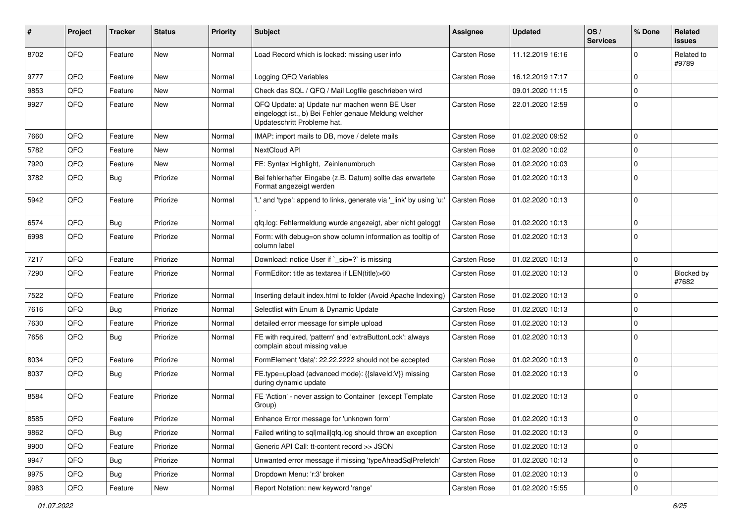| # | Project | Tracker | Status | Priority | Subject | Assignee | Updated | OS / Services | % Done | Related issues |
|---|---|---|---|---|---|---|---|---|---|---|
| 8702 | QFQ | Feature | New | Normal | Load Record which is locked: missing user info | Carsten Rose | 11.12.2019 16:16 | | 0 | Related to #9789 |
| 9777 | QFQ | Feature | New | Normal | Logging QFQ Variables | Carsten Rose | 16.12.2019 17:17 | | 0 | |
| 9853 | QFQ | Feature | New | Normal | Check das SQL / QFQ / Mail Logfile geschrieben wird | | 09.01.2020 11:15 | | 0 | |
| 9927 | QFQ | Feature | New | Normal | QFQ Update: a) Update nur machen wenn BE User eingeloggt ist., b) Bei Fehler genaue Meldung welcher Updateschritt Probleme hat. | Carsten Rose | 22.01.2020 12:59 | | 0 | |
| 7660 | QFQ | Feature | New | Normal | IMAP: import mails to DB, move / delete mails | Carsten Rose | 01.02.2020 09:52 | | 0 | |
| 5782 | QFQ | Feature | New | Normal | NextCloud API | Carsten Rose | 01.02.2020 10:02 | | 0 | |
| 7920 | QFQ | Feature | New | Normal | FE: Syntax Highlight, Zeinlenumbruch | Carsten Rose | 01.02.2020 10:03 | | 0 | |
| 3782 | QFQ | Bug | Priorize | Normal | Bei fehlerhafter Eingabe (z.B. Datum) sollte das erwartete Format angezeigt werden | Carsten Rose | 01.02.2020 10:13 | | 0 | |
| 5942 | QFQ | Feature | Priorize | Normal | 'L' and 'type': append to links, generate via '_link' by using 'u:' . | Carsten Rose | 01.02.2020 10:13 | | 0 | |
| 6574 | QFQ | Bug | Priorize | Normal | qfq.log: Fehlermeldung wurde angezeigt, aber nicht geloggt | Carsten Rose | 01.02.2020 10:13 | | 0 | |
| 6998 | QFQ | Feature | Priorize | Normal | Form: with debug=on show column information as tooltip of column label | Carsten Rose | 01.02.2020 10:13 | | 0 | |
| 7217 | QFQ | Feature | Priorize | Normal | Download: notice User if `_sip=?` is missing | Carsten Rose | 01.02.2020 10:13 | | 0 | |
| 7290 | QFQ | Feature | Priorize | Normal | FormEditor: title as textarea if LEN(title)>60 | Carsten Rose | 01.02.2020 10:13 | | 0 | Blocked by #7682 |
| 7522 | QFQ | Feature | Priorize | Normal | Inserting default index.html to folder (Avoid Apache Indexing) | Carsten Rose | 01.02.2020 10:13 | | 0 | |
| 7616 | QFQ | Bug | Priorize | Normal | Selectlist with Enum & Dynamic Update | Carsten Rose | 01.02.2020 10:13 | | 0 | |
| 7630 | QFQ | Feature | Priorize | Normal | detailed error message for simple upload | Carsten Rose | 01.02.2020 10:13 | | 0 | |
| 7656 | QFQ | Bug | Priorize | Normal | FE with required, 'pattern' and 'extraButtonLock': always complain about missing value | Carsten Rose | 01.02.2020 10:13 | | 0 | |
| 8034 | QFQ | Feature | Priorize | Normal | FormElement 'data': 22.22.2222 should not be accepted | Carsten Rose | 01.02.2020 10:13 | | 0 | |
| 8037 | QFQ | Bug | Priorize | Normal | FE.type=upload (advanced mode): {{slaveId:V}} missing during dynamic update | Carsten Rose | 01.02.2020 10:13 | | 0 | |
| 8584 | QFQ | Feature | Priorize | Normal | FE 'Action' - never assign to Container (except Template Group) | Carsten Rose | 01.02.2020 10:13 | | 0 | |
| 8585 | QFQ | Feature | Priorize | Normal | Enhance Error message for 'unknown form' | Carsten Rose | 01.02.2020 10:13 | | 0 | |
| 9862 | QFQ | Bug | Priorize | Normal | Failed writing to sql\|mail\|qfq.log should throw an exception | Carsten Rose | 01.02.2020 10:13 | | 0 | |
| 9900 | QFQ | Feature | Priorize | Normal | Generic API Call: tt-content record >> JSON | Carsten Rose | 01.02.2020 10:13 | | 0 | |
| 9947 | QFQ | Bug | Priorize | Normal | Unwanted error message if missing 'typeAheadSqlPrefetch' | Carsten Rose | 01.02.2020 10:13 | | 0 | |
| 9975 | QFQ | Bug | Priorize | Normal | Dropdown Menu: 'r:3' broken | Carsten Rose | 01.02.2020 10:13 | | 0 | |
| 9983 | QFQ | Feature | New | Normal | Report Notation: new keyword 'range' | Carsten Rose | 01.02.2020 15:55 | | 0 | |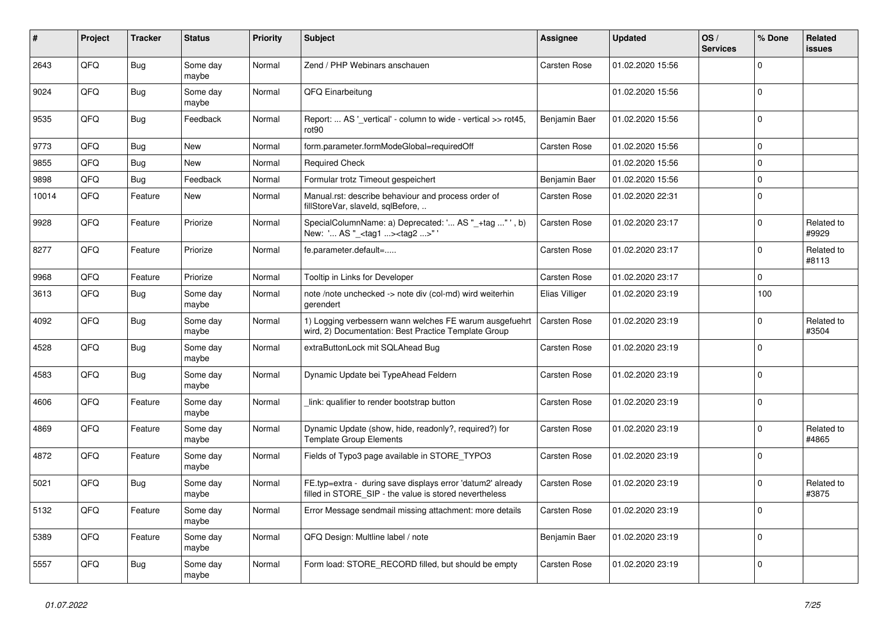| # | Project | Tracker | Status | Priority | Subject | Assignee | Updated | OS / Services | % Done | Related issues |
|---|---|---|---|---|---|---|---|---|---|---|
| 2643 | QFQ | Bug | Some day maybe | Normal | Zend / PHP Webinars anschauen | Carsten Rose | 01.02.2020 15:56 | | 0 | |
| 9024 | QFQ | Bug | Some day maybe | Normal | QFQ Einarbeitung | | 01.02.2020 15:56 | | 0 | |
| 9535 | QFQ | Bug | Feedback | Normal | Report: ... AS '_vertical' - column to wide - vertical >> rot45, rot90 | Benjamin Baer | 01.02.2020 15:56 | | 0 | |
| 9773 | QFQ | Bug | New | Normal | form.parameter.formModeGlobal=requiredOff | Carsten Rose | 01.02.2020 15:56 | | 0 | |
| 9855 | QFQ | Bug | New | Normal | Required Check | | 01.02.2020 15:56 | | 0 | |
| 9898 | QFQ | Bug | Feedback | Normal | Formular trotz Timeout gespeichert | Benjamin Baer | 01.02.2020 15:56 | | 0 | |
| 10014 | QFQ | Feature | New | Normal | Manual.rst: describe behaviour and process order of fillStoreVar, slaveId, sqlBefore, .. | Carsten Rose | 01.02.2020 22:31 | | 0 | |
| 9928 | QFQ | Feature | Priorize | Normal | SpecialColumnName: a) Deprecated: '... AS "_+tag ..." ', b) New: '... AS "_<tag1 ...><tag2 ...>" ' | Carsten Rose | 01.02.2020 23:17 | | 0 | Related to #9929 |
| 8277 | QFQ | Feature | Priorize | Normal | fe.parameter.default=..... | Carsten Rose | 01.02.2020 23:17 | | 0 | Related to #8113 |
| 9968 | QFQ | Feature | Priorize | Normal | Tooltip in Links for Developer | Carsten Rose | 01.02.2020 23:17 | | 0 | |
| 3613 | QFQ | Bug | Some day maybe | Normal | note /note unchecked -> note div (col-md) wird weiterhin gerendert | Elias Villiger | 01.02.2020 23:19 | | 100 | |
| 4092 | QFQ | Bug | Some day maybe | Normal | 1) Logging verbessern wann welches FE warum ausgefuehrt wird, 2) Documentation: Best Practice Template Group | Carsten Rose | 01.02.2020 23:19 | | 0 | Related to #3504 |
| 4528 | QFQ | Bug | Some day maybe | Normal | extraButtonLock mit SQLAhead Bug | Carsten Rose | 01.02.2020 23:19 | | 0 | |
| 4583 | QFQ | Bug | Some day maybe | Normal | Dynamic Update bei TypeAhead Feldern | Carsten Rose | 01.02.2020 23:19 | | 0 | |
| 4606 | QFQ | Feature | Some day maybe | Normal | _link: qualifier to render bootstrap button | Carsten Rose | 01.02.2020 23:19 | | 0 | |
| 4869 | QFQ | Feature | Some day maybe | Normal | Dynamic Update (show, hide, readonly?, required?) for Template Group Elements | Carsten Rose | 01.02.2020 23:19 | | 0 | Related to #4865 |
| 4872 | QFQ | Feature | Some day maybe | Normal | Fields of Typo3 page available in STORE_TYPO3 | Carsten Rose | 01.02.2020 23:19 | | 0 | |
| 5021 | QFQ | Bug | Some day maybe | Normal | FE.typ=extra - during save displays error 'datum2' already filled in STORE_SIP - the value is stored nevertheless | Carsten Rose | 01.02.2020 23:19 | | 0 | Related to #3875 |
| 5132 | QFQ | Feature | Some day maybe | Normal | Error Message sendmail missing attachment: more details | Carsten Rose | 01.02.2020 23:19 | | 0 | |
| 5389 | QFQ | Feature | Some day maybe | Normal | QFQ Design: Multline label / note | Benjamin Baer | 01.02.2020 23:19 | | 0 | |
| 5557 | QFQ | Bug | Some day maybe | Normal | Form load: STORE_RECORD filled, but should be empty | Carsten Rose | 01.02.2020 23:19 | | 0 | |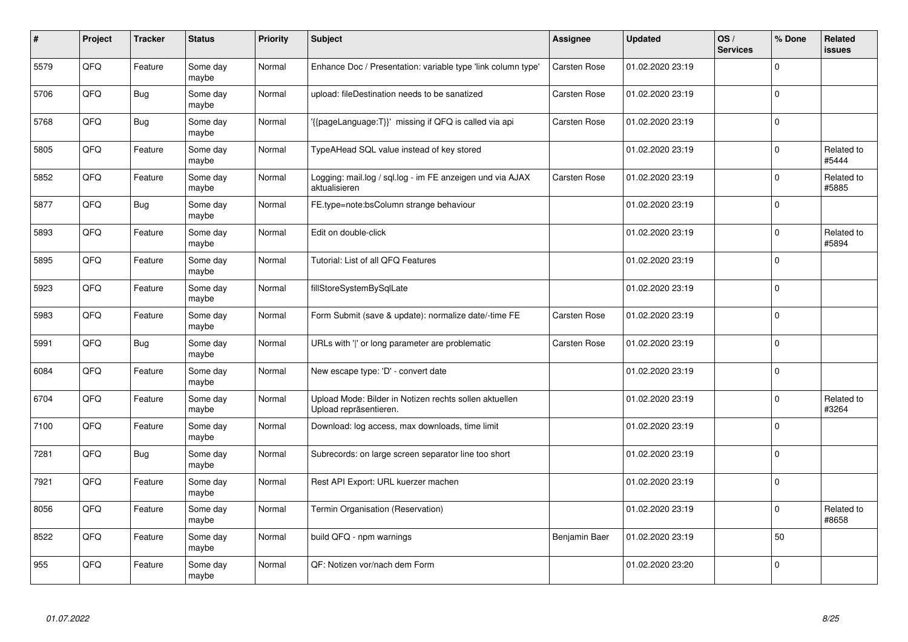| # | Project | Tracker | Status | Priority | Subject | Assignee | Updated | OS / Services | % Done | Related issues |
|---|---|---|---|---|---|---|---|---|---|---|
| 5579 | QFQ | Feature | Some day maybe | Normal | Enhance Doc / Presentation: variable type 'link column type' | Carsten Rose | 01.02.2020 23:19 | | 0 | |
| 5706 | QFQ | Bug | Some day maybe | Normal | upload: fileDestination needs to be sanatized | Carsten Rose | 01.02.2020 23:19 | | 0 | |
| 5768 | QFQ | Bug | Some day maybe | Normal | '{{pageLanguage:T}}' missing if QFQ is called via api | Carsten Rose | 01.02.2020 23:19 | | 0 | |
| 5805 | QFQ | Feature | Some day maybe | Normal | TypeAHead SQL value instead of key stored | | 01.02.2020 23:19 | | 0 | Related to #5444 |
| 5852 | QFQ | Feature | Some day maybe | Normal | Logging: mail.log / sql.log - im FE anzeigen und via AJAX aktualisieren | Carsten Rose | 01.02.2020 23:19 | | 0 | Related to #5885 |
| 5877 | QFQ | Bug | Some day maybe | Normal | FE.type=note:bsColumn strange behaviour | | 01.02.2020 23:19 | | 0 | |
| 5893 | QFQ | Feature | Some day maybe | Normal | Edit on double-click | | 01.02.2020 23:19 | | 0 | Related to #5894 |
| 5895 | QFQ | Feature | Some day maybe | Normal | Tutorial: List of all QFQ Features | | 01.02.2020 23:19 | | 0 | |
| 5923 | QFQ | Feature | Some day maybe | Normal | fillStoreSystemBySqlLate | | 01.02.2020 23:19 | | 0 | |
| 5983 | QFQ | Feature | Some day maybe | Normal | Form Submit (save & update): normalize date/-time FE | Carsten Rose | 01.02.2020 23:19 | | 0 | |
| 5991 | QFQ | Bug | Some day maybe | Normal | URLs with ' ' or long parameter are problematic | Carsten Rose | 01.02.2020 23:19 | | 0 | |
| 6084 | QFQ | Feature | Some day maybe | Normal | New escape type: 'D' - convert date | | 01.02.2020 23:19 | | 0 | |
| 6704 | QFQ | Feature | Some day maybe | Normal | Upload Mode: Bilder in Notizen rechts sollen aktuellen Upload repräsentieren. | | 01.02.2020 23:19 | | 0 | Related to #3264 |
| 7100 | QFQ | Feature | Some day maybe | Normal | Download: log access, max downloads, time limit | | 01.02.2020 23:19 | | 0 | |
| 7281 | QFQ | Bug | Some day maybe | Normal | Subrecords: on large screen separator line too short | | 01.02.2020 23:19 | | 0 | |
| 7921 | QFQ | Feature | Some day maybe | Normal | Rest API Export: URL kuerzer machen | | 01.02.2020 23:19 | | 0 | |
| 8056 | QFQ | Feature | Some day maybe | Normal | Termin Organisation (Reservation) | | 01.02.2020 23:19 | | 0 | Related to #8658 |
| 8522 | QFQ | Feature | Some day maybe | Normal | build QFQ - npm warnings | Benjamin Baer | 01.02.2020 23:19 | | 50 | |
| 955 | QFQ | Feature | Some day maybe | Normal | QF: Notizen vor/nach dem Form | | 01.02.2020 23:20 | | 0 | |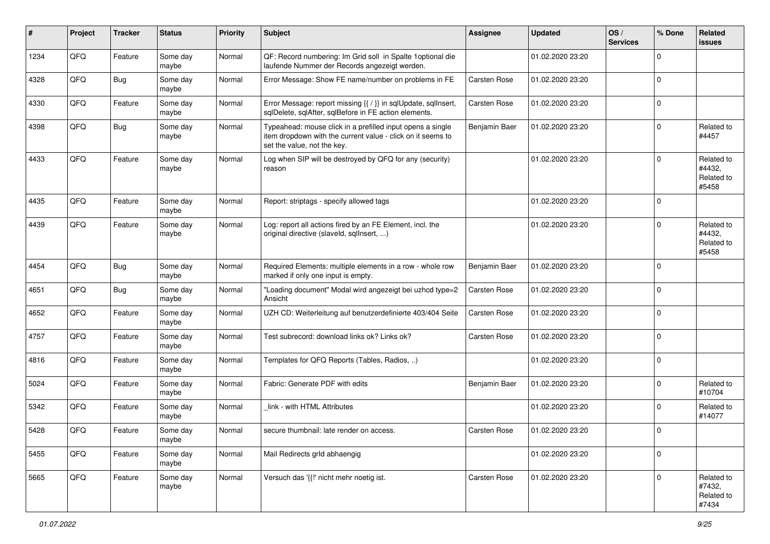| # | Project | Tracker | Status | Priority | Subject | Assignee | Updated | OS / Services | % Done | Related issues |
|---|---|---|---|---|---|---|---|---|---|---|
| 1234 | QFQ | Feature | Some day maybe | Normal | QF: Record numbering: Im Grid soll in Spalte 1optional die laufende Nummer der Records angezeigt werden. | | 01.02.2020 23:20 | | 0 | |
| 4328 | QFQ | Bug | Some day maybe | Normal | Error Message: Show FE name/number on problems in FE | Carsten Rose | 01.02.2020 23:20 | | 0 | |
| 4330 | QFQ | Feature | Some day maybe | Normal | Error Message: report missing {{ / }} in sqlUpdate, sqlInsert, sqlDelete, sqlAfter, sqlBefore in FE action elements. | Carsten Rose | 01.02.2020 23:20 | | 0 | |
| 4398 | QFQ | Bug | Some day maybe | Normal | Typeahead: mouse click in a prefilled input opens a single item dropdown with the current value - click on it seems to set the value, not the key. | Benjamin Baer | 01.02.2020 23:20 | | 0 | Related to #4457 |
| 4433 | QFQ | Feature | Some day maybe | Normal | Log when SIP will be destroyed by QFQ for any (security) reason | | 01.02.2020 23:20 | | 0 | Related to #4432, Related to #5458 |
| 4435 | QFQ | Feature | Some day maybe | Normal | Report: striptags - specify allowed tags | | 01.02.2020 23:20 | | 0 | |
| 4439 | QFQ | Feature | Some day maybe | Normal | Log: report all actions fired by an FE Element, incl. the original directive (slaveId, sqlInsert, ...) | | 01.02.2020 23:20 | | 0 | Related to #4432, Related to #5458 |
| 4454 | QFQ | Bug | Some day maybe | Normal | Required Elements: multiple elements in a row - whole row marked if only one input is empty. | Benjamin Baer | 01.02.2020 23:20 | | 0 | |
| 4651 | QFQ | Bug | Some day maybe | Normal | "Loading document" Modal wird angezeigt bei uzhcd type=2 Ansicht | Carsten Rose | 01.02.2020 23:20 | | 0 | |
| 4652 | QFQ | Feature | Some day maybe | Normal | UZH CD: Weiterleitung auf benutzerdefinierte 403/404 Seite | Carsten Rose | 01.02.2020 23:20 | | 0 | |
| 4757 | QFQ | Feature | Some day maybe | Normal | Test subrecord: download links ok? Links ok? | Carsten Rose | 01.02.2020 23:20 | | 0 | |
| 4816 | QFQ | Feature | Some day maybe | Normal | Templates for QFQ Reports (Tables, Radios, ..) | | 01.02.2020 23:20 | | 0 | |
| 5024 | QFQ | Feature | Some day maybe | Normal | Fabric: Generate PDF with edits | Benjamin Baer | 01.02.2020 23:20 | | 0 | Related to #10704 |
| 5342 | QFQ | Feature | Some day maybe | Normal | _link - with HTML Attributes | | 01.02.2020 23:20 | | 0 | Related to #14077 |
| 5428 | QFQ | Feature | Some day maybe | Normal | secure thumbnail: late render on access. | Carsten Rose | 01.02.2020 23:20 | | 0 | |
| 5455 | QFQ | Feature | Some day maybe | Normal | Mail Redirects grId abhaengig | | 01.02.2020 23:20 | | 0 | |
| 5665 | QFQ | Feature | Some day maybe | Normal | Versuch das '{{!' nicht mehr noetig ist. | Carsten Rose | 01.02.2020 23:20 | | 0 | Related to #7432, Related to #7434 |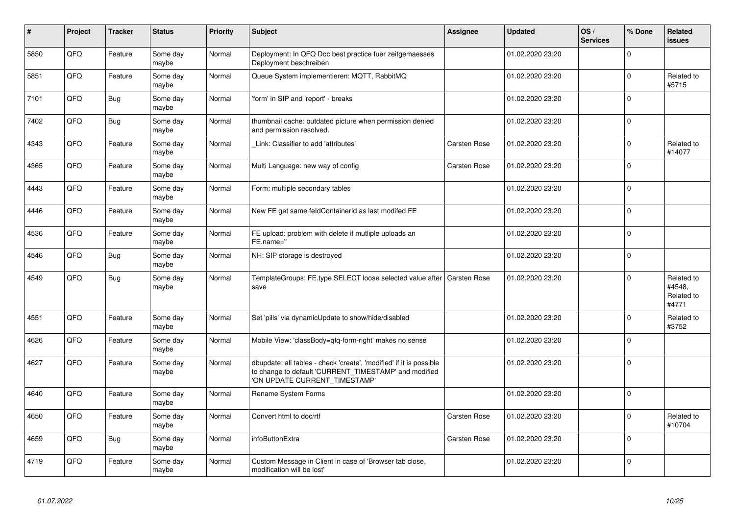| # | Project | Tracker | Status | Priority | Subject | Assignee | Updated | OS / Services | % Done | Related issues |
|---|---|---|---|---|---|---|---|---|---|---|
| 5850 | QFQ | Feature | Some day maybe | Normal | Deployment: In QFQ Doc best practice fuer zeitgemaesses Deployment beschreiben | | 01.02.2020 23:20 | | 0 | |
| 5851 | QFQ | Feature | Some day maybe | Normal | Queue System implementieren: MQTT, RabbitMQ | | 01.02.2020 23:20 | | 0 | Related to #5715 |
| 7101 | QFQ | Bug | Some day maybe | Normal | 'form' in SIP and 'report' - breaks | | 01.02.2020 23:20 | | 0 | |
| 7402 | QFQ | Bug | Some day maybe | Normal | thumbnail cache: outdated picture when permission denied and permission resolved. | | 01.02.2020 23:20 | | 0 | |
| 4343 | QFQ | Feature | Some day maybe | Normal | _Link: Classifier to add 'attributes' | Carsten Rose | 01.02.2020 23:20 | | 0 | Related to #14077 |
| 4365 | QFQ | Feature | Some day maybe | Normal | Multi Language: new way of config | Carsten Rose | 01.02.2020 23:20 | | 0 | |
| 4443 | QFQ | Feature | Some day maybe | Normal | Form: multiple secondary tables | | 01.02.2020 23:20 | | 0 | |
| 4446 | QFQ | Feature | Some day maybe | Normal | New FE get same feldContainerId as last modifed FE | | 01.02.2020 23:20 | | 0 | |
| 4536 | QFQ | Feature | Some day maybe | Normal | FE upload: problem with delete if mutliple uploads an FE.name=" | | 01.02.2020 23:20 | | 0 | |
| 4546 | QFQ | Bug | Some day maybe | Normal | NH: SIP storage is destroyed | | 01.02.2020 23:20 | | 0 | |
| 4549 | QFQ | Bug | Some day maybe | Normal | TemplateGroups: FE.type SELECT loose selected value after save | Carsten Rose | 01.02.2020 23:20 | | 0 | Related to #4548, Related to #4771 |
| 4551 | QFQ | Feature | Some day maybe | Normal | Set 'pills' via dynamicUpdate to show/hide/disabled | | 01.02.2020 23:20 | | 0 | Related to #3752 |
| 4626 | QFQ | Feature | Some day maybe | Normal | Mobile View: 'classBody=qfq-form-right' makes no sense | | 01.02.2020 23:20 | | 0 | |
| 4627 | QFQ | Feature | Some day maybe | Normal | dbupdate: all tables - check 'create', 'modified' if it is possible to change to default 'CURRENT_TIMESTAMP' and modified 'ON UPDATE CURRENT_TIMESTAMP' | | 01.02.2020 23:20 | | 0 | |
| 4640 | QFQ | Feature | Some day maybe | Normal | Rename System Forms | | 01.02.2020 23:20 | | 0 | |
| 4650 | QFQ | Feature | Some day maybe | Normal | Convert html to doc/rtf | Carsten Rose | 01.02.2020 23:20 | | 0 | Related to #10704 |
| 4659 | QFQ | Bug | Some day maybe | Normal | infoButtonExtra | Carsten Rose | 01.02.2020 23:20 | | 0 | |
| 4719 | QFQ | Feature | Some day maybe | Normal | Custom Message in Client in case of 'Browser tab close, modification will be lost' | | 01.02.2020 23:20 | | 0 | |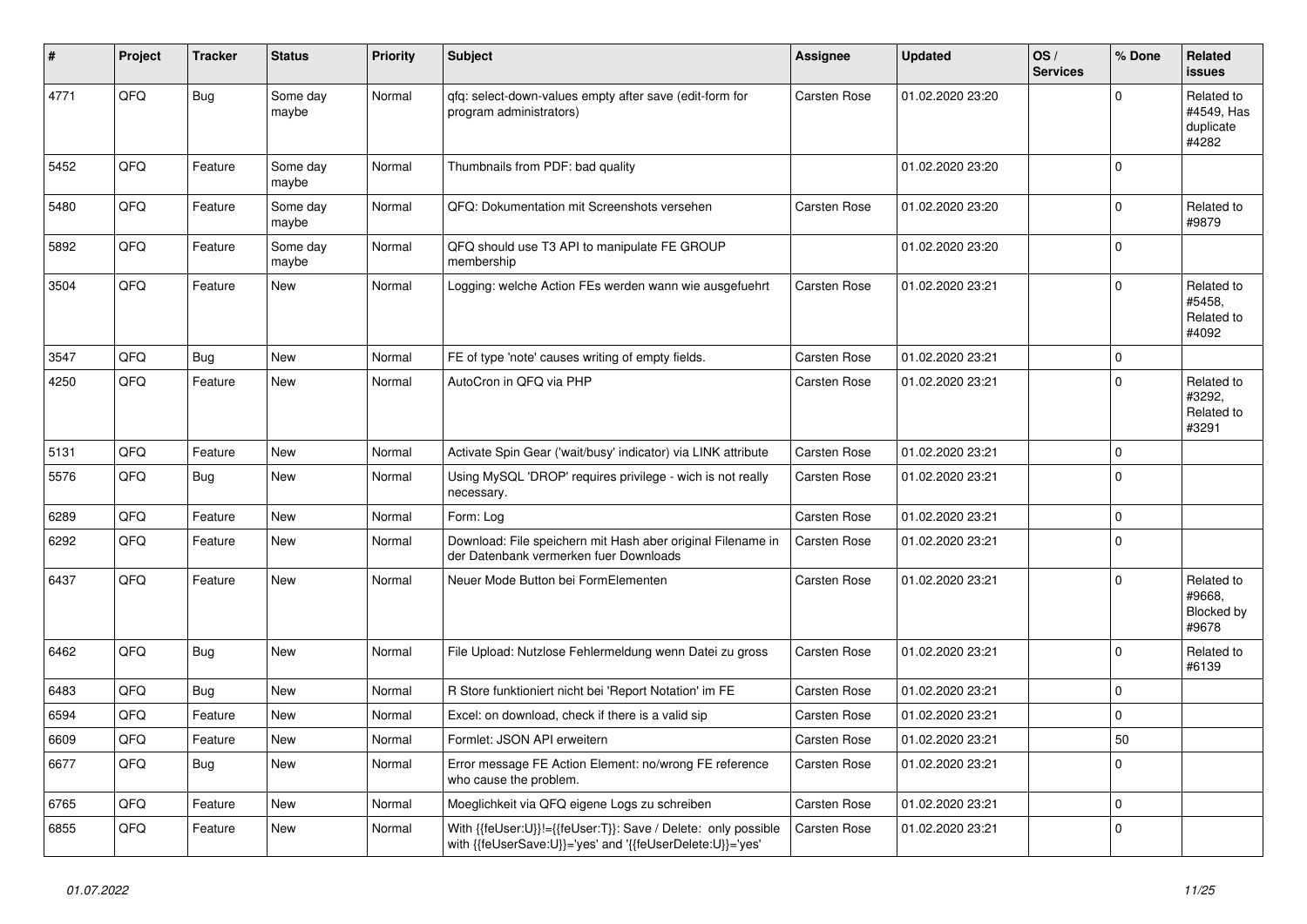| # | Project | Tracker | Status | Priority | Subject | Assignee | Updated | OS / Services | % Done | Related issues |
|---|---|---|---|---|---|---|---|---|---|---|
| 4771 | QFQ | Bug | Some day maybe | Normal | qfq: select-down-values empty after save (edit-form for program administrators) | Carsten Rose | 01.02.2020 23:20 | | 0 | Related to #4549, Has duplicate #4282 |
| 5452 | QFQ | Feature | Some day maybe | Normal | Thumbnails from PDF: bad quality | | 01.02.2020 23:20 | | 0 | |
| 5480 | QFQ | Feature | Some day maybe | Normal | QFQ: Dokumentation mit Screenshots versehen | Carsten Rose | 01.02.2020 23:20 | | 0 | Related to #9879 |
| 5892 | QFQ | Feature | Some day maybe | Normal | QFQ should use T3 API to manipulate FE GROUP membership | | 01.02.2020 23:20 | | 0 | |
| 3504 | QFQ | Feature | New | Normal | Logging: welche Action FEs werden wann wie ausgefuehrt | Carsten Rose | 01.02.2020 23:21 | | 0 | Related to #5458, Related to #4092 |
| 3547 | QFQ | Bug | New | Normal | FE of type 'note' causes writing of empty fields. | Carsten Rose | 01.02.2020 23:21 | | 0 | |
| 4250 | QFQ | Feature | New | Normal | AutoCron in QFQ via PHP | Carsten Rose | 01.02.2020 23:21 | | 0 | Related to #3292, Related to #3291 |
| 5131 | QFQ | Feature | New | Normal | Activate Spin Gear ('wait/busy' indicator) via LINK attribute | Carsten Rose | 01.02.2020 23:21 | | 0 | |
| 5576 | QFQ | Bug | New | Normal | Using MySQL 'DROP' requires privilege - wich is not really necessary. | Carsten Rose | 01.02.2020 23:21 | | 0 | |
| 6289 | QFQ | Feature | New | Normal | Form: Log | Carsten Rose | 01.02.2020 23:21 | | 0 | |
| 6292 | QFQ | Feature | New | Normal | Download: File speichern mit Hash aber original Filename in der Datenbank vermerken fuer Downloads | Carsten Rose | 01.02.2020 23:21 | | 0 | |
| 6437 | QFQ | Feature | New | Normal | Neuer Mode Button bei FormElementen | Carsten Rose | 01.02.2020 23:21 | | 0 | Related to #9668, Blocked by #9678 |
| 6462 | QFQ | Bug | New | Normal | File Upload: Nutzlose Fehlermeldung wenn Datei zu gross | Carsten Rose | 01.02.2020 23:21 | | 0 | Related to #6139 |
| 6483 | QFQ | Bug | New | Normal | R Store funktioniert nicht bei 'Report Notation' im FE | Carsten Rose | 01.02.2020 23:21 | | 0 | |
| 6594 | QFQ | Feature | New | Normal | Excel: on download, check if there is a valid sip | Carsten Rose | 01.02.2020 23:21 | | 0 | |
| 6609 | QFQ | Feature | New | Normal | Formlet: JSON API erweitern | Carsten Rose | 01.02.2020 23:21 | | 50 | |
| 6677 | QFQ | Bug | New | Normal | Error message FE Action Element: no/wrong FE reference who cause the problem. | Carsten Rose | 01.02.2020 23:21 | | 0 | |
| 6765 | QFQ | Feature | New | Normal | Moeglichkeit via QFQ eigene Logs zu schreiben | Carsten Rose | 01.02.2020 23:21 | | 0 | |
| 6855 | QFQ | Feature | New | Normal | With {{feUser:U}}!={{feUser:T}}: Save / Delete: only possible with {{feUserSave:U}}='yes' and '{{feUserDelete:U}}='yes' | Carsten Rose | 01.02.2020 23:21 | | 0 | |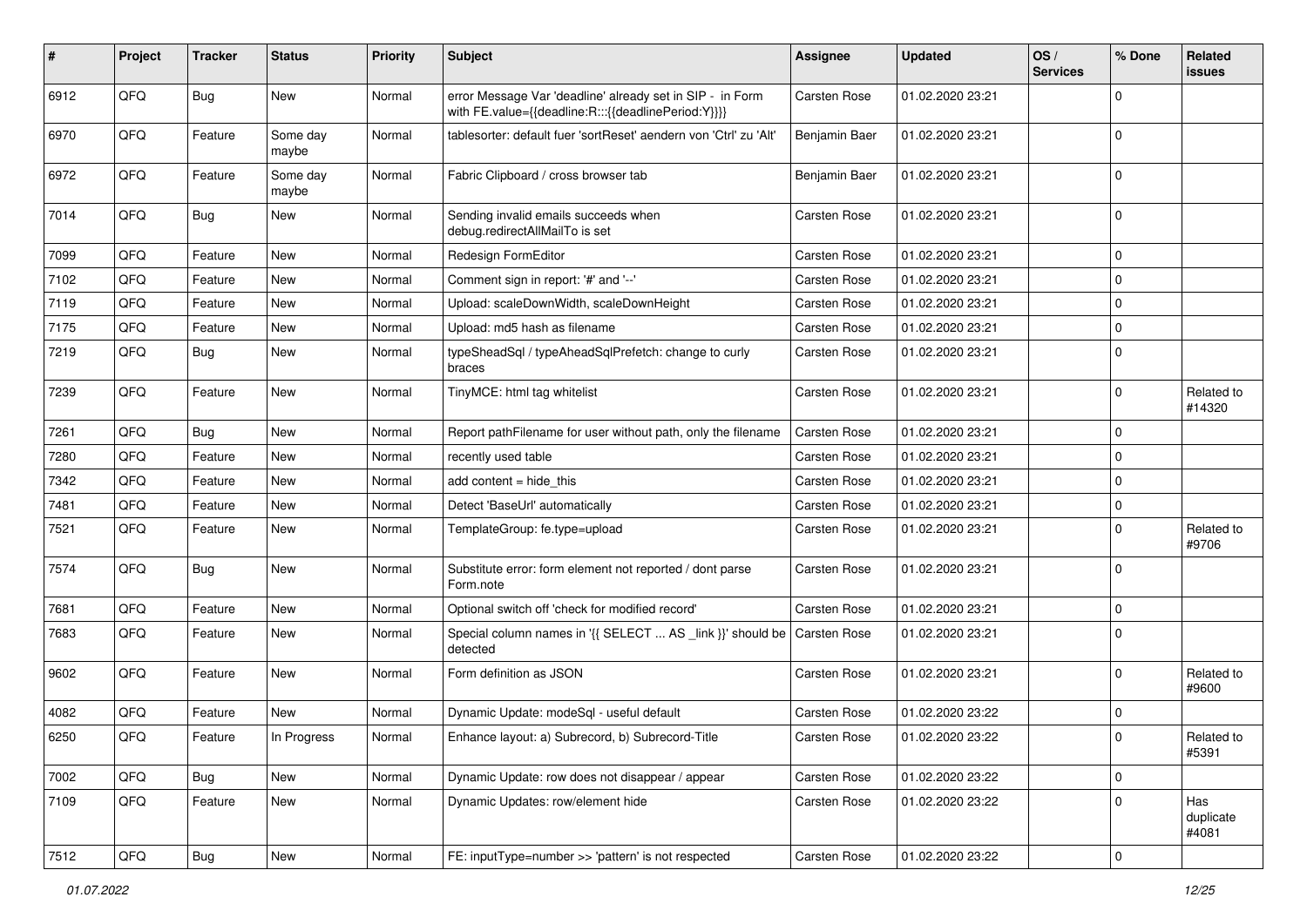| # | Project | Tracker | Status | Priority | Subject | Assignee | Updated | OS / Services | % Done | Related issues |
|---|---|---|---|---|---|---|---|---|---|---|
| 6912 | QFQ | Bug | New | Normal | error Message Var 'deadline' already set in SIP - in Form with FE.value={{deadline:R:::{{deadlinePeriod:Y}}}} | Carsten Rose | 01.02.2020 23:21 | | 0 | |
| 6970 | QFQ | Feature | Some day maybe | Normal | tablesorter: default fuer 'sortReset' aendern von 'Ctrl' zu 'Alt' | Benjamin Baer | 01.02.2020 23:21 | | 0 | |
| 6972 | QFQ | Feature | Some day maybe | Normal | Fabric Clipboard / cross browser tab | Benjamin Baer | 01.02.2020 23:21 | | 0 | |
| 7014 | QFQ | Bug | New | Normal | Sending invalid emails succeeds when debug.redirectAllMailTo is set | Carsten Rose | 01.02.2020 23:21 | | 0 | |
| 7099 | QFQ | Feature | New | Normal | Redesign FormEditor | Carsten Rose | 01.02.2020 23:21 | | 0 | |
| 7102 | QFQ | Feature | New | Normal | Comment sign in report: '#' and '--' | Carsten Rose | 01.02.2020 23:21 | | 0 | |
| 7119 | QFQ | Feature | New | Normal | Upload: scaleDownWidth, scaleDownHeight | Carsten Rose | 01.02.2020 23:21 | | 0 | |
| 7175 | QFQ | Feature | New | Normal | Upload: md5 hash as filename | Carsten Rose | 01.02.2020 23:21 | | 0 | |
| 7219 | QFQ | Bug | New | Normal | typeSheadSql / typeAheadSqlPrefetch: change to curly braces | Carsten Rose | 01.02.2020 23:21 | | 0 | |
| 7239 | QFQ | Feature | New | Normal | TinyMCE: html tag whitelist | Carsten Rose | 01.02.2020 23:21 | | 0 | Related to #14320 |
| 7261 | QFQ | Bug | New | Normal | Report pathFilename for user without path, only the filename | Carsten Rose | 01.02.2020 23:21 | | 0 | |
| 7280 | QFQ | Feature | New | Normal | recently used table | Carsten Rose | 01.02.2020 23:21 | | 0 | |
| 7342 | QFQ | Feature | New | Normal | add content = hide_this | Carsten Rose | 01.02.2020 23:21 | | 0 | |
| 7481 | QFQ | Feature | New | Normal | Detect 'BaseUrl' automatically | Carsten Rose | 01.02.2020 23:21 | | 0 | |
| 7521 | QFQ | Feature | New | Normal | TemplateGroup: fe.type=upload | Carsten Rose | 01.02.2020 23:21 | | 0 | Related to #9706 |
| 7574 | QFQ | Bug | New | Normal | Substitute error: form element not reported / dont parse Form.note | Carsten Rose | 01.02.2020 23:21 | | 0 | |
| 7681 | QFQ | Feature | New | Normal | Optional switch off 'check for modified record' | Carsten Rose | 01.02.2020 23:21 | | 0 | |
| 7683 | QFQ | Feature | New | Normal | Special column names in '{{ SELECT ... AS _link }}' should be detected | Carsten Rose | 01.02.2020 23:21 | | 0 | |
| 9602 | QFQ | Feature | New | Normal | Form definition as JSON | Carsten Rose | 01.02.2020 23:21 | | 0 | Related to #9600 |
| 4082 | QFQ | Feature | New | Normal | Dynamic Update: modeSql - useful default | Carsten Rose | 01.02.2020 23:22 | | 0 | |
| 6250 | QFQ | Feature | In Progress | Normal | Enhance layout: a) Subrecord, b) Subrecord-Title | Carsten Rose | 01.02.2020 23:22 | | 0 | Related to #5391 |
| 7002 | QFQ | Bug | New | Normal | Dynamic Update: row does not disappear / appear | Carsten Rose | 01.02.2020 23:22 | | 0 | |
| 7109 | QFQ | Feature | New | Normal | Dynamic Updates: row/element hide | Carsten Rose | 01.02.2020 23:22 | | 0 | Has duplicate #4081 |
| 7512 | QFQ | Bug | New | Normal | FE: inputType=number >> 'pattern' is not respected | Carsten Rose | 01.02.2020 23:22 | | 0 | |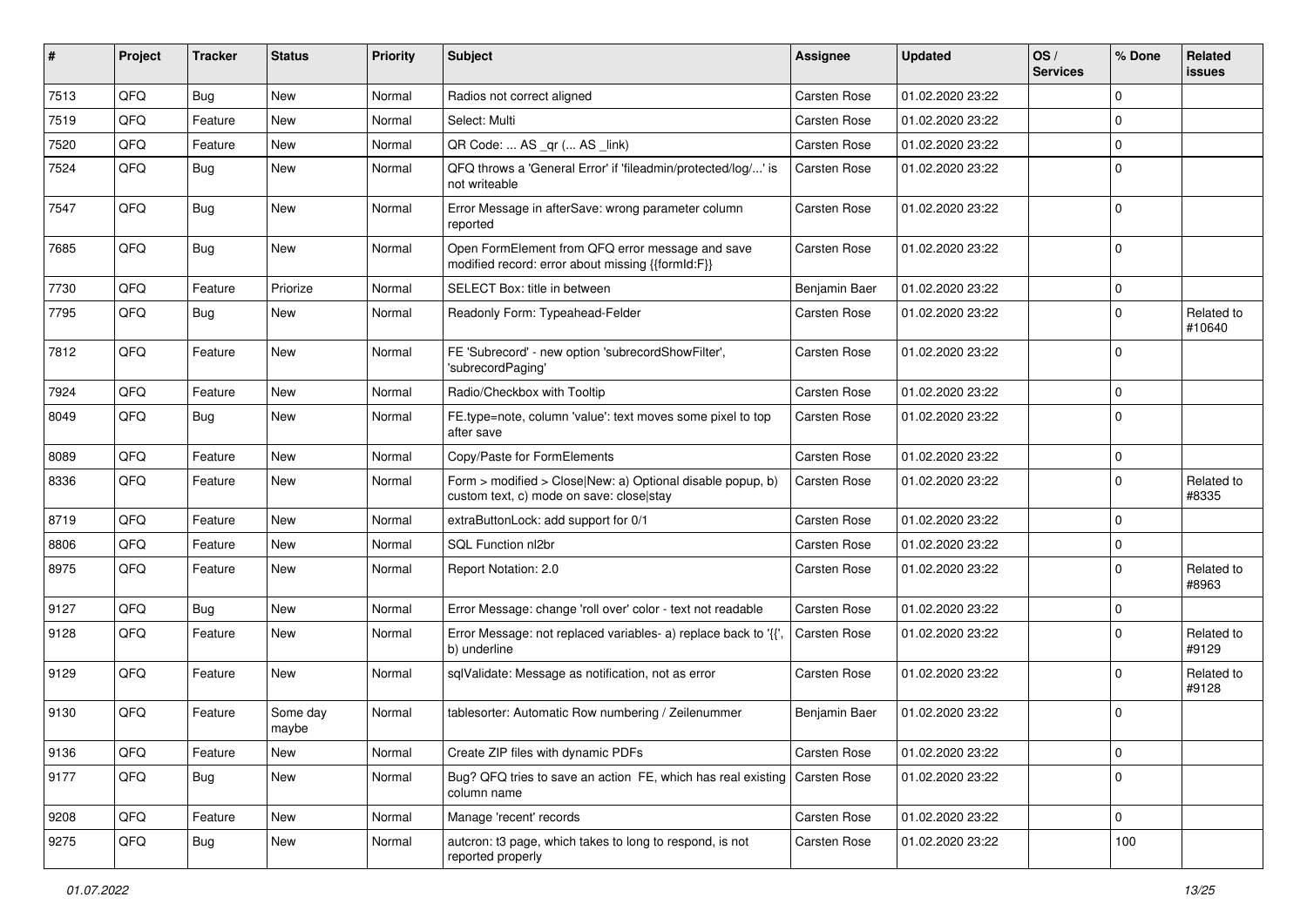| # | Project | Tracker | Status | Priority | Subject | Assignee | Updated | OS / Services | % Done | Related issues |
|---|---|---|---|---|---|---|---|---|---|---|
| 7513 | QFQ | Bug | New | Normal | Radios not correct aligned | Carsten Rose | 01.02.2020 23:22 | | 0 | |
| 7519 | QFQ | Feature | New | Normal | Select: Multi | Carsten Rose | 01.02.2020 23:22 | | 0 | |
| 7520 | QFQ | Feature | New | Normal | QR Code: ... AS _qr ( ... AS _link) | Carsten Rose | 01.02.2020 23:22 | | 0 | |
| 7524 | QFQ | Bug | New | Normal | QFQ throws a 'General Error' if 'fileadmin/protected/log/...' is not writeable | Carsten Rose | 01.02.2020 23:22 | | 0 | |
| 7547 | QFQ | Bug | New | Normal | Error Message in afterSave: wrong parameter column reported | Carsten Rose | 01.02.2020 23:22 | | 0 | |
| 7685 | QFQ | Bug | New | Normal | Open FormElement from QFQ error message and save modified record: error about missing {{formId:F}} | Carsten Rose | 01.02.2020 23:22 | | 0 | |
| 7730 | QFQ | Feature | Priorize | Normal | SELECT Box: title in between | Benjamin Baer | 01.02.2020 23:22 | | 0 | |
| 7795 | QFQ | Bug | New | Normal | Readonly Form: Typeahead-Felder | Carsten Rose | 01.02.2020 23:22 | | 0 | Related to #10640 |
| 7812 | QFQ | Feature | New | Normal | FE 'Subrecord' - new option 'subrecordShowFilter', 'subrecordPaging' | Carsten Rose | 01.02.2020 23:22 | | 0 | |
| 7924 | QFQ | Feature | New | Normal | Radio/Checkbox with Tooltip | Carsten Rose | 01.02.2020 23:22 | | 0 | |
| 8049 | QFQ | Bug | New | Normal | FE.type=note, column 'value': text moves some pixel to top after save | Carsten Rose | 01.02.2020 23:22 | | 0 | |
| 8089 | QFQ | Feature | New | Normal | Copy/Paste for FormElements | Carsten Rose | 01.02.2020 23:22 | | 0 | |
| 8336 | QFQ | Feature | New | Normal | Form > modified > Close\|New: a) Optional disable popup, b) custom text, c) mode on save: close\|stay | Carsten Rose | 01.02.2020 23:22 | | 0 | Related to #8335 |
| 8719 | QFQ | Feature | New | Normal | extraButtonLock: add support for 0/1 | Carsten Rose | 01.02.2020 23:22 | | 0 | |
| 8806 | QFQ | Feature | New | Normal | SQL Function nl2br | Carsten Rose | 01.02.2020 23:22 | | 0 | |
| 8975 | QFQ | Feature | New | Normal | Report Notation: 2.0 | Carsten Rose | 01.02.2020 23:22 | | 0 | Related to #8963 |
| 9127 | QFQ | Bug | New | Normal | Error Message: change 'roll over' color - text not readable | Carsten Rose | 01.02.2020 23:22 | | 0 | |
| 9128 | QFQ | Feature | New | Normal | Error Message: not replaced variables- a) replace back to '{{', b) underline | Carsten Rose | 01.02.2020 23:22 | | 0 | Related to #9129 |
| 9129 | QFQ | Feature | New | Normal | sqlValidate: Message as notification, not as error | Carsten Rose | 01.02.2020 23:22 | | 0 | Related to #9128 |
| 9130 | QFQ | Feature | Some day maybe | Normal | tablesorter: Automatic Row numbering / Zeilenummer | Benjamin Baer | 01.02.2020 23:22 | | 0 | |
| 9136 | QFQ | Feature | New | Normal | Create ZIP files with dynamic PDFs | Carsten Rose | 01.02.2020 23:22 | | 0 | |
| 9177 | QFQ | Bug | New | Normal | Bug? QFQ tries to save an action FE, which has real existing column name | Carsten Rose | 01.02.2020 23:22 | | 0 | |
| 9208 | QFQ | Feature | New | Normal | Manage 'recent' records | Carsten Rose | 01.02.2020 23:22 | | 0 | |
| 9275 | QFQ | Bug | New | Normal | autcron: t3 page, which takes to long to respond, is not reported properly | Carsten Rose | 01.02.2020 23:22 | | 100 | |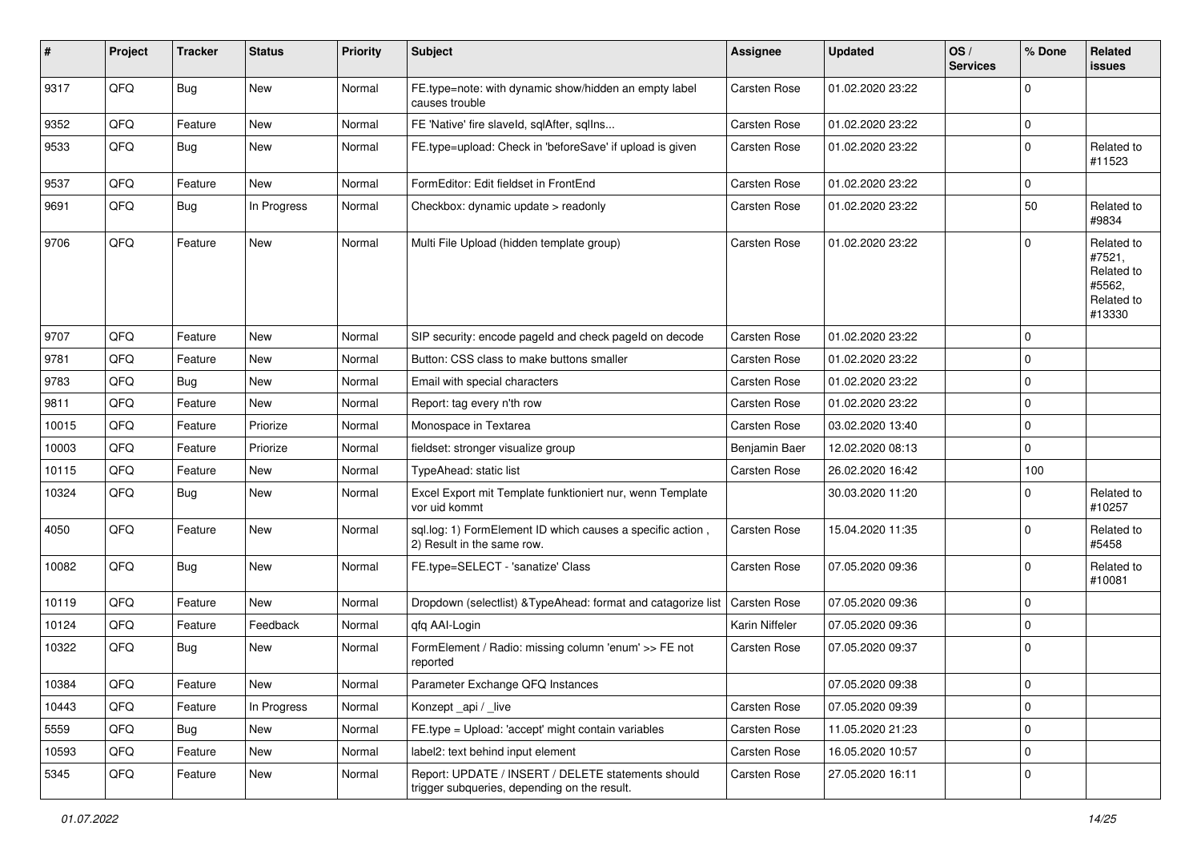| # | Project | Tracker | Status | Priority | Subject | Assignee | Updated | OS / Services | % Done | Related issues |
|---|---|---|---|---|---|---|---|---|---|---|
| 9317 | QFQ | Bug | New | Normal | FE.type=note: with dynamic show/hidden an empty label causes trouble | Carsten Rose | 01.02.2020 23:22 | | 0 | |
| 9352 | QFQ | Feature | New | Normal | FE 'Native' fire slaveId, sqlAfter, sqlIns... | Carsten Rose | 01.02.2020 23:22 | | 0 | |
| 9533 | QFQ | Bug | New | Normal | FE.type=upload: Check in 'beforeSave' if upload is given | Carsten Rose | 01.02.2020 23:22 | | 0 | Related to #11523 |
| 9537 | QFQ | Feature | New | Normal | FormEditor: Edit fieldset in FrontEnd | Carsten Rose | 01.02.2020 23:22 | | 0 | |
| 9691 | QFQ | Bug | In Progress | Normal | Checkbox: dynamic update > readonly | Carsten Rose | 01.02.2020 23:22 | | 50 | Related to #9834 |
| 9706 | QFQ | Feature | New | Normal | Multi File Upload (hidden template group) | Carsten Rose | 01.02.2020 23:22 | | 0 | Related to #7521, Related to #5562, Related to #13330 |
| 9707 | QFQ | Feature | New | Normal | SIP security: encode pageId and check pageId on decode | Carsten Rose | 01.02.2020 23:22 | | 0 | |
| 9781 | QFQ | Feature | New | Normal | Button: CSS class to make buttons smaller | Carsten Rose | 01.02.2020 23:22 | | 0 | |
| 9783 | QFQ | Bug | New | Normal | Email with special characters | Carsten Rose | 01.02.2020 23:22 | | 0 | |
| 9811 | QFQ | Feature | New | Normal | Report: tag every n'th row | Carsten Rose | 01.02.2020 23:22 | | 0 | |
| 10015 | QFQ | Feature | Priorize | Normal | Monospace in Textarea | Carsten Rose | 03.02.2020 13:40 | | 0 | |
| 10003 | QFQ | Feature | Priorize | Normal | fieldset: stronger visualize group | Benjamin Baer | 12.02.2020 08:13 | | 0 | |
| 10115 | QFQ | Feature | New | Normal | TypeAhead: static list | Carsten Rose | 26.02.2020 16:42 | | 100 | |
| 10324 | QFQ | Bug | New | Normal | Excel Export mit Template funktioniert nur, wenn Template vor uid kommt | | 30.03.2020 11:20 | | 0 | Related to #10257 |
| 4050 | QFQ | Feature | New | Normal | sql.log: 1) FormElement ID which causes a specific action , 2) Result in the same row. | Carsten Rose | 15.04.2020 11:35 | | 0 | Related to #5458 |
| 10082 | QFQ | Bug | New | Normal | FE.type=SELECT - 'sanatize' Class | Carsten Rose | 07.05.2020 09:36 | | 0 | Related to #10081 |
| 10119 | QFQ | Feature | New | Normal | Dropdown (selectlist) &TypeAhead: format and catagorize list | Carsten Rose | 07.05.2020 09:36 | | 0 | |
| 10124 | QFQ | Feature | Feedback | Normal | qfq AAI-Login | Karin Niffeler | 07.05.2020 09:36 | | 0 | |
| 10322 | QFQ | Bug | New | Normal | FormElement / Radio: missing column 'enum' >> FE not reported | Carsten Rose | 07.05.2020 09:37 | | 0 | |
| 10384 | QFQ | Feature | New | Normal | Parameter Exchange QFQ Instances | | 07.05.2020 09:38 | | 0 | |
| 10443 | QFQ | Feature | In Progress | Normal | Konzept _api / _live | Carsten Rose | 07.05.2020 09:39 | | 0 | |
| 5559 | QFQ | Bug | New | Normal | FE.type = Upload: 'accept' might contain variables | Carsten Rose | 11.05.2020 21:23 | | 0 | |
| 10593 | QFQ | Feature | New | Normal | label2: text behind input element | Carsten Rose | 16.05.2020 10:57 | | 0 | |
| 5345 | QFQ | Feature | New | Normal | Report: UPDATE / INSERT / DELETE statements should trigger subqueries, depending on the result. | Carsten Rose | 27.05.2020 16:11 | | 0 | |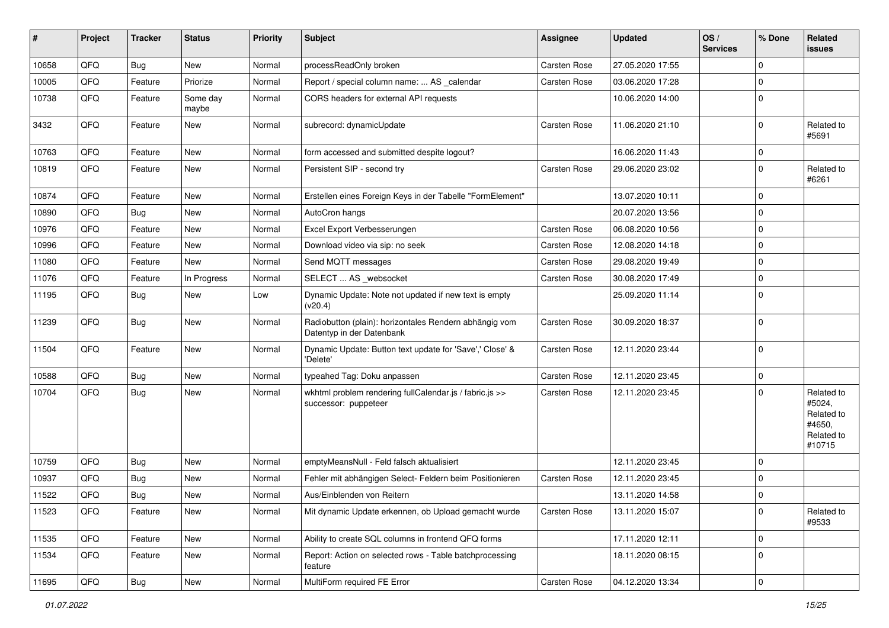| # | Project | Tracker | Status | Priority | Subject | Assignee | Updated | OS / Services | % Done | Related issues |
|---|---|---|---|---|---|---|---|---|---|---|
| 10658 | QFQ | Bug | New | Normal | processReadOnly broken | Carsten Rose | 27.05.2020 17:55 | | 0 | |
| 10005 | QFQ | Feature | Priorize | Normal | Report / special column name: ... AS _calendar | Carsten Rose | 03.06.2020 17:28 | | 0 | |
| 10738 | QFQ | Feature | Some day maybe | Normal | CORS headers for external API requests | | 10.06.2020 14:00 | | 0 | |
| 3432 | QFQ | Feature | New | Normal | subrecord: dynamicUpdate | Carsten Rose | 11.06.2020 21:10 | | 0 | Related to #5691 |
| 10763 | QFQ | Feature | New | Normal | form accessed and submitted despite logout? | | 16.06.2020 11:43 | | 0 | |
| 10819 | QFQ | Feature | New | Normal | Persistent SIP - second try | Carsten Rose | 29.06.2020 23:02 | | 0 | Related to #6261 |
| 10874 | QFQ | Feature | New | Normal | Erstellen eines Foreign Keys in der Tabelle "FormElement" | | 13.07.2020 10:11 | | 0 | |
| 10890 | QFQ | Bug | New | Normal | AutoCron hangs | | 20.07.2020 13:56 | | 0 | |
| 10976 | QFQ | Feature | New | Normal | Excel Export Verbesserungen | Carsten Rose | 06.08.2020 10:56 | | 0 | |
| 10996 | QFQ | Feature | New | Normal | Download video via sip: no seek | Carsten Rose | 12.08.2020 14:18 | | 0 | |
| 11080 | QFQ | Feature | New | Normal | Send MQTT messages | Carsten Rose | 29.08.2020 19:49 | | 0 | |
| 11076 | QFQ | Feature | In Progress | Normal | SELECT ... AS _websocket | Carsten Rose | 30.08.2020 17:49 | | 0 | |
| 11195 | QFQ | Bug | New | Low | Dynamic Update: Note not updated if new text is empty (v20.4) | | 25.09.2020 11:14 | | 0 | |
| 11239 | QFQ | Bug | New | Normal | Radiobutton (plain): horizontales Rendern abhängig vom Datentyp in der Datenbank | Carsten Rose | 30.09.2020 18:37 | | 0 | |
| 11504 | QFQ | Feature | New | Normal | Dynamic Update: Button text update for 'Save',' Close' & 'Delete' | Carsten Rose | 12.11.2020 23:44 | | 0 | |
| 10588 | QFQ | Bug | New | Normal | typeahed Tag: Doku anpassen | Carsten Rose | 12.11.2020 23:45 | | 0 | |
| 10704 | QFQ | Bug | New | Normal | wkhtml problem rendering fullCalendar.js / fabric.js >> successor: puppeteer | Carsten Rose | 12.11.2020 23:45 | | 0 | Related to #5024, Related to #4650, Related to #10715 |
| 10759 | QFQ | Bug | New | Normal | emptyMeansNull - Feld falsch aktualisiert | | 12.11.2020 23:45 | | 0 | |
| 10937 | QFQ | Bug | New | Normal | Fehler mit abhängigen Select- Feldern beim Positionieren | Carsten Rose | 12.11.2020 23:45 | | 0 | |
| 11522 | QFQ | Bug | New | Normal | Aus/Einblenden von Reitern | | 13.11.2020 14:58 | | 0 | |
| 11523 | QFQ | Feature | New | Normal | Mit dynamic Update erkennen, ob Upload gemacht wurde | Carsten Rose | 13.11.2020 15:07 | | 0 | Related to #9533 |
| 11535 | QFQ | Feature | New | Normal | Ability to create SQL columns in frontend QFQ forms | | 17.11.2020 12:11 | | 0 | |
| 11534 | QFQ | Feature | New | Normal | Report: Action on selected rows - Table batchprocessing feature | | 18.11.2020 08:15 | | 0 | |
| 11695 | QFQ | Bug | New | Normal | MultiForm required FE Error | Carsten Rose | 04.12.2020 13:34 | | 0 | |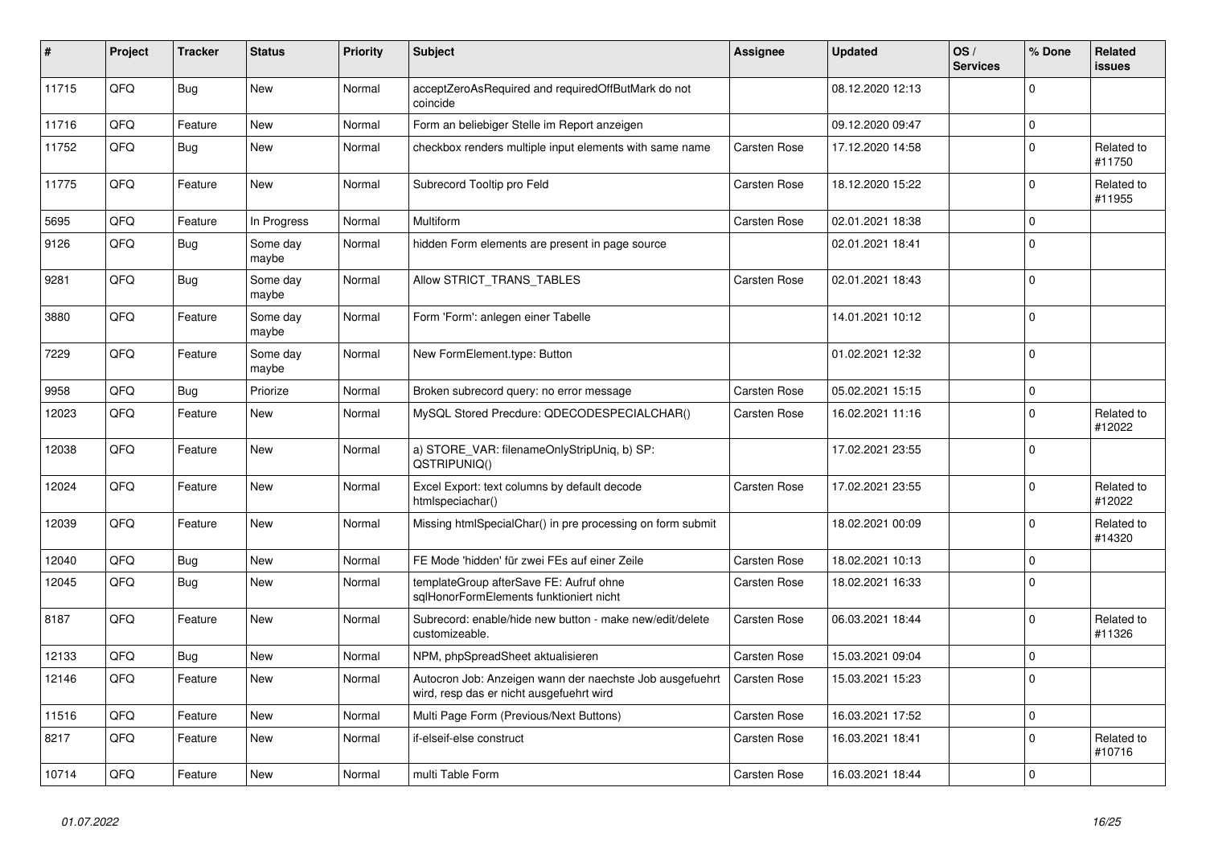| # | Project | Tracker | Status | Priority | Subject | Assignee | Updated | OS / Services | % Done | Related issues |
|---|---|---|---|---|---|---|---|---|---|---|
| 11715 | QFQ | Bug | New | Normal | acceptZeroAsRequired and requiredOffButMark do not coincide | | 08.12.2020 12:13 | | 0 | |
| 11716 | QFQ | Feature | New | Normal | Form an beliebiger Stelle im Report anzeigen | | 09.12.2020 09:47 | | 0 | |
| 11752 | QFQ | Bug | New | Normal | checkbox renders multiple input elements with same name | Carsten Rose | 17.12.2020 14:58 | | 0 | Related to #11750 |
| 11775 | QFQ | Feature | New | Normal | Subrecord Tooltip pro Feld | Carsten Rose | 18.12.2020 15:22 | | 0 | Related to #11955 |
| 5695 | QFQ | Feature | In Progress | Normal | Multiform | Carsten Rose | 02.01.2021 18:38 | | 0 | |
| 9126 | QFQ | Bug | Some day maybe | Normal | hidden Form elements are present in page source | | 02.01.2021 18:41 | | 0 | |
| 9281 | QFQ | Bug | Some day maybe | Normal | Allow STRICT_TRANS_TABLES | Carsten Rose | 02.01.2021 18:43 | | 0 | |
| 3880 | QFQ | Feature | Some day maybe | Normal | Form 'Form': anlegen einer Tabelle | | 14.01.2021 10:12 | | 0 | |
| 7229 | QFQ | Feature | Some day maybe | Normal | New FormElement.type: Button | | 01.02.2021 12:32 | | 0 | |
| 9958 | QFQ | Bug | Priorize | Normal | Broken subrecord query: no error message | Carsten Rose | 05.02.2021 15:15 | | 0 | |
| 12023 | QFQ | Feature | New | Normal | MySQL Stored Precdure: QDECODESPECIALCHAR() | Carsten Rose | 16.02.2021 11:16 | | 0 | Related to #12022 |
| 12038 | QFQ | Feature | New | Normal | a) STORE_VAR: filenameOnlyStripUniq, b) SP: QSTRIPUNIQ() | | 17.02.2021 23:55 | | 0 | |
| 12024 | QFQ | Feature | New | Normal | Excel Export: text columns by default decode htmlspeciachar() | Carsten Rose | 17.02.2021 23:55 | | 0 | Related to #12022 |
| 12039 | QFQ | Feature | New | Normal | Missing htmlSpecialChar() in pre processing on form submit | | 18.02.2021 00:09 | | 0 | Related to #14320 |
| 12040 | QFQ | Bug | New | Normal | FE Mode 'hidden' für zwei FEs auf einer Zeile | Carsten Rose | 18.02.2021 10:13 | | 0 | |
| 12045 | QFQ | Bug | New | Normal | templateGroup afterSave FE: Aufruf ohne sqlHonorFormElements funktioniert nicht | Carsten Rose | 18.02.2021 16:33 | | 0 | |
| 8187 | QFQ | Feature | New | Normal | Subrecord: enable/hide new button - make new/edit/delete customizeable. | Carsten Rose | 06.03.2021 18:44 | | 0 | Related to #11326 |
| 12133 | QFQ | Bug | New | Normal | NPM, phpSpreadSheet aktualisieren | Carsten Rose | 15.03.2021 09:04 | | 0 | |
| 12146 | QFQ | Feature | New | Normal | Autocron Job: Anzeigen wann der naechste Job ausgefuehrt wird, resp das er nicht ausgefuehrt wird | Carsten Rose | 15.03.2021 15:23 | | 0 | |
| 11516 | QFQ | Feature | New | Normal | Multi Page Form (Previous/Next Buttons) | Carsten Rose | 16.03.2021 17:52 | | 0 | |
| 8217 | QFQ | Feature | New | Normal | if-elseif-else construct | Carsten Rose | 16.03.2021 18:41 | | 0 | Related to #10716 |
| 10714 | QFQ | Feature | New | Normal | multi Table Form | Carsten Rose | 16.03.2021 18:44 | | 0 | |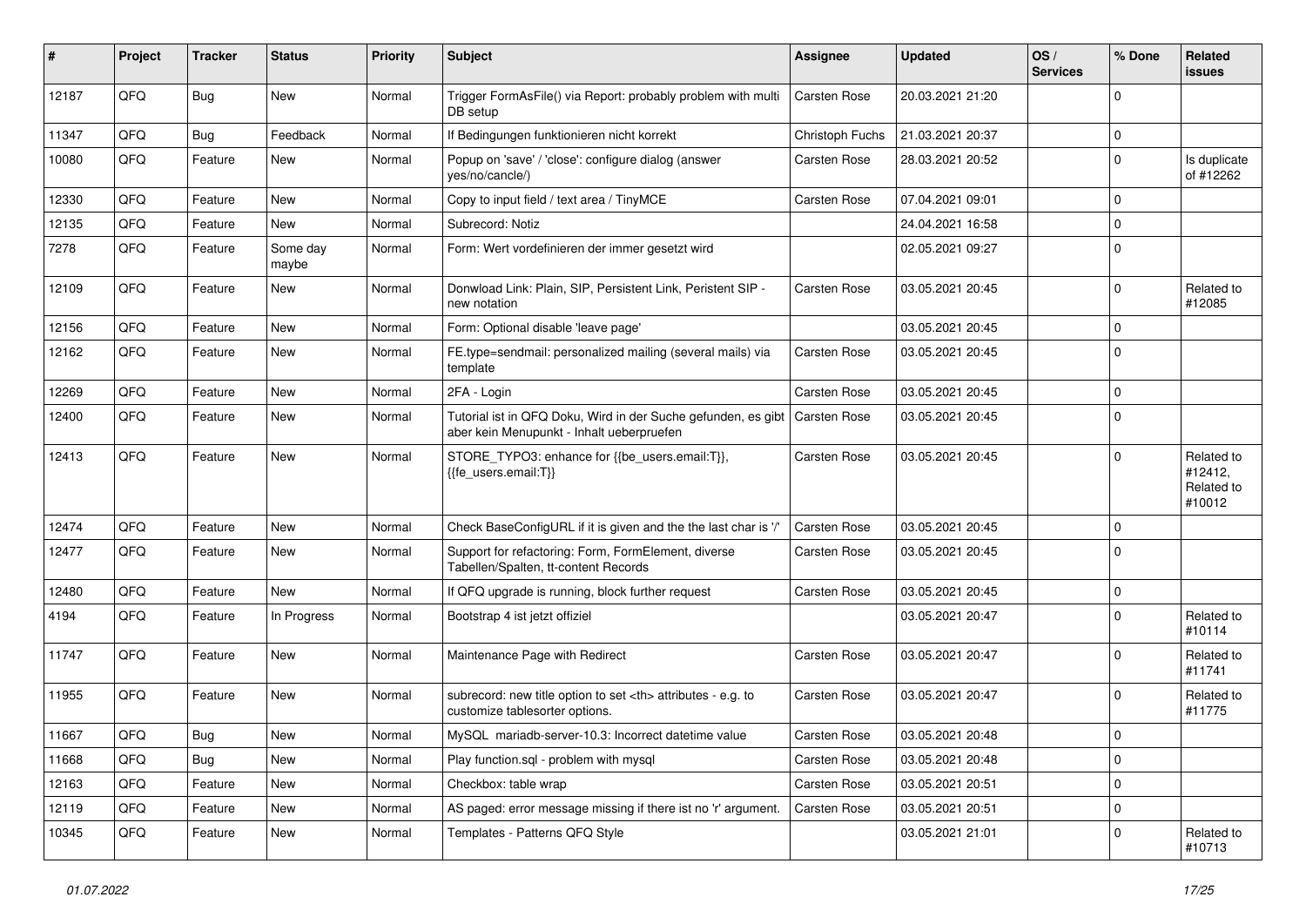| # | Project | Tracker | Status | Priority | Subject | Assignee | Updated | OS / Services | % Done | Related issues |
|---|---|---|---|---|---|---|---|---|---|---|
| 12187 | QFQ | Bug | New | Normal | Trigger FormAsFile() via Report: probably problem with multi DB setup | Carsten Rose | 20.03.2021 21:20 | | 0 | |
| 11347 | QFQ | Bug | Feedback | Normal | If Bedingungen funktionieren nicht korrekt | Christoph Fuchs | 21.03.2021 20:37 | | 0 | |
| 10080 | QFQ | Feature | New | Normal | Popup on 'save' / 'close': configure dialog (answer yes/no/cancle/) | Carsten Rose | 28.03.2021 20:52 | | 0 | Is duplicate of #12262 |
| 12330 | QFQ | Feature | New | Normal | Copy to input field / text area / TinyMCE | Carsten Rose | 07.04.2021 09:01 | | 0 | |
| 12135 | QFQ | Feature | New | Normal | Subrecord: Notiz | | 24.04.2021 16:58 | | 0 | |
| 7278 | QFQ | Feature | Some day maybe | Normal | Form: Wert vordefinieren der immer gesetzt wird | | 02.05.2021 09:27 | | 0 | |
| 12109 | QFQ | Feature | New | Normal | Donwload Link: Plain, SIP, Persistent Link, Peristent SIP - new notation | Carsten Rose | 03.05.2021 20:45 | | 0 | Related to #12085 |
| 12156 | QFQ | Feature | New | Normal | Form: Optional disable 'leave page' | | 03.05.2021 20:45 | | 0 | |
| 12162 | QFQ | Feature | New | Normal | FE.type=sendmail: personalized mailing (several mails) via template | Carsten Rose | 03.05.2021 20:45 | | 0 | |
| 12269 | QFQ | Feature | New | Normal | 2FA - Login | Carsten Rose | 03.05.2021 20:45 | | 0 | |
| 12400 | QFQ | Feature | New | Normal | Tutorial ist in QFQ Doku, Wird in der Suche gefunden, es gibt aber kein Menupunkt - Inhalt ueberpruefen | Carsten Rose | 03.05.2021 20:45 | | 0 | |
| 12413 | QFQ | Feature | New | Normal | STORE_TYPO3: enhance for {{be_users.email:T}}, {{fe_users.email:T}} | Carsten Rose | 03.05.2021 20:45 | | 0 | Related to #12412, Related to #10012 |
| 12474 | QFQ | Feature | New | Normal | Check BaseConfigURL if it is given and the the last char is '/' | Carsten Rose | 03.05.2021 20:45 | | 0 | |
| 12477 | QFQ | Feature | New | Normal | Support for refactoring: Form, FormElement, diverse Tabellen/Spalten, tt-content Records | Carsten Rose | 03.05.2021 20:45 | | 0 | |
| 12480 | QFQ | Feature | New | Normal | If QFQ upgrade is running, block further request | Carsten Rose | 03.05.2021 20:45 | | 0 | |
| 4194 | QFQ | Feature | In Progress | Normal | Bootstrap 4 ist jetzt offiziel | | 03.05.2021 20:47 | | 0 | Related to #10114 |
| 11747 | QFQ | Feature | New | Normal | Maintenance Page with Redirect | Carsten Rose | 03.05.2021 20:47 | | 0 | Related to #11741 |
| 11955 | QFQ | Feature | New | Normal | subrecord: new title option to set <th> attributes - e.g. to customize tablesorter options. | Carsten Rose | 03.05.2021 20:47 | | 0 | Related to #11775 |
| 11667 | QFQ | Bug | New | Normal | MySQL mariadb-server-10.3: Incorrect datetime value | Carsten Rose | 03.05.2021 20:48 | | 0 | |
| 11668 | QFQ | Bug | New | Normal | Play function.sql - problem with mysql | Carsten Rose | 03.05.2021 20:48 | | 0 | |
| 12163 | QFQ | Feature | New | Normal | Checkbox: table wrap | Carsten Rose | 03.05.2021 20:51 | | 0 | |
| 12119 | QFQ | Feature | New | Normal | AS paged: error message missing if there ist no 'r' argument. | Carsten Rose | 03.05.2021 20:51 | | 0 | |
| 10345 | QFQ | Feature | New | Normal | Templates - Patterns QFQ Style | | 03.05.2021 21:01 | | 0 | Related to #10713 |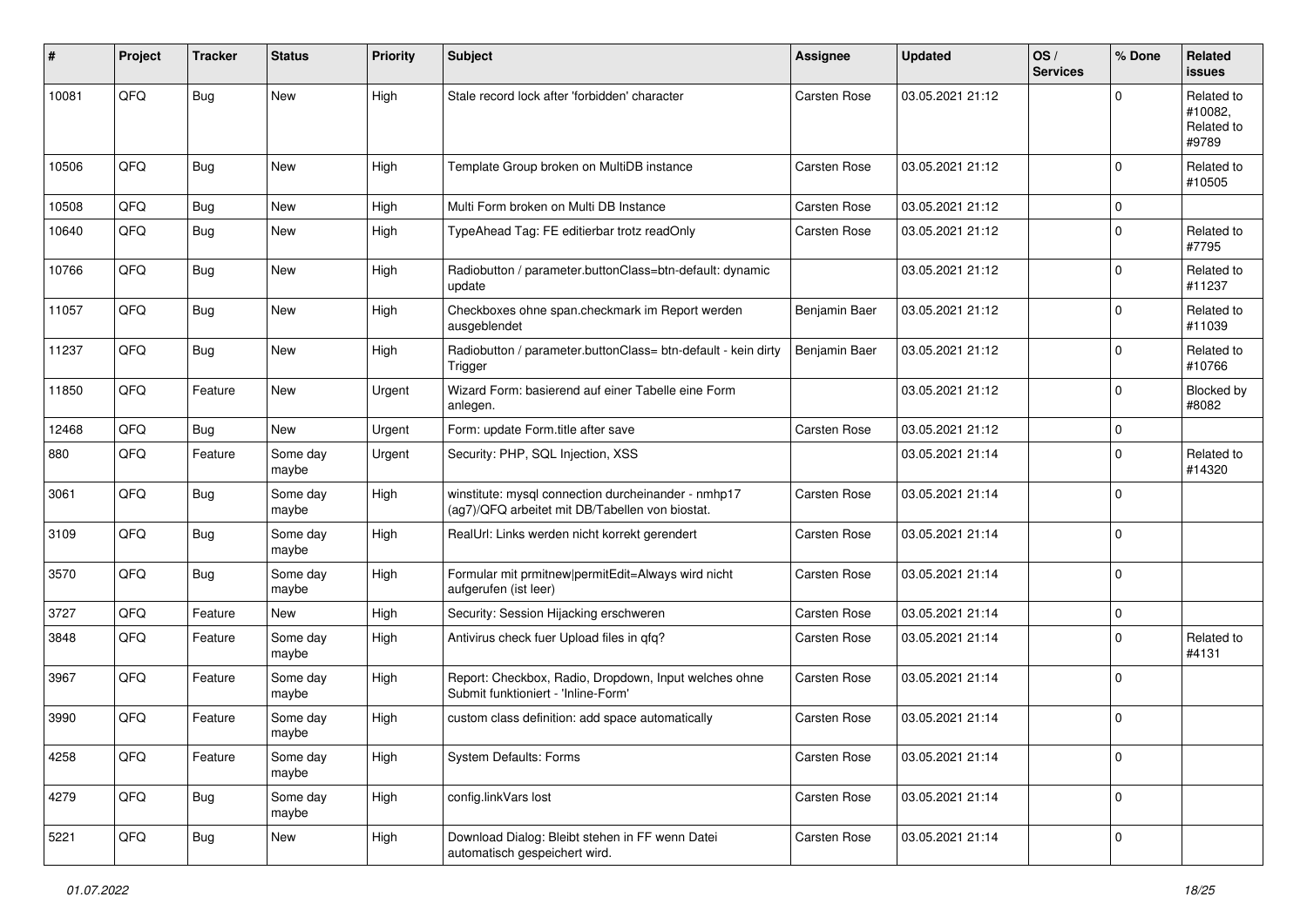| # | Project | Tracker | Status | Priority | Subject | Assignee | Updated | OS / Services | % Done | Related issues |
|---|---|---|---|---|---|---|---|---|---|---|
| 10081 | QFQ | Bug | New | High | Stale record lock after 'forbidden' character | Carsten Rose | 03.05.2021 21:12 | | 0 | Related to #10082, Related to #9789 |
| 10506 | QFQ | Bug | New | High | Template Group broken on MultiDB instance | Carsten Rose | 03.05.2021 21:12 | | 0 | Related to #10505 |
| 10508 | QFQ | Bug | New | High | Multi Form broken on Multi DB Instance | Carsten Rose | 03.05.2021 21:12 | | 0 | |
| 10640 | QFQ | Bug | New | High | TypeAhead Tag: FE editierbar trotz readOnly | Carsten Rose | 03.05.2021 21:12 | | 0 | Related to #7795 |
| 10766 | QFQ | Bug | New | High | Radiobutton / parameter.buttonClass=btn-default: dynamic update | | 03.05.2021 21:12 | | 0 | Related to #11237 |
| 11057 | QFQ | Bug | New | High | Checkboxes ohne span.checkmark im Report werden ausgeblendet | Benjamin Baer | 03.05.2021 21:12 | | 0 | Related to #11039 |
| 11237 | QFQ | Bug | New | High | Radiobutton / parameter.buttonClass= btn-default - kein dirty Trigger | Benjamin Baer | 03.05.2021 21:12 | | 0 | Related to #10766 |
| 11850 | QFQ | Feature | New | Urgent | Wizard Form: basierend auf einer Tabelle eine Form anlegen. | | 03.05.2021 21:12 | | 0 | Blocked by #8082 |
| 12468 | QFQ | Bug | New | Urgent | Form: update Form.title after save | Carsten Rose | 03.05.2021 21:12 | | 0 | |
| 880 | QFQ | Feature | Some day maybe | Urgent | Security: PHP, SQL Injection, XSS | | 03.05.2021 21:14 | | 0 | Related to #14320 |
| 3061 | QFQ | Bug | Some day maybe | High | winstitute: mysql connection durcheinander - nmhp17 (ag7)/QFQ arbeitet mit DB/Tabellen von biostat. | Carsten Rose | 03.05.2021 21:14 | | 0 | |
| 3109 | QFQ | Bug | Some day maybe | High | RealUrl: Links werden nicht korrekt gerendert | Carsten Rose | 03.05.2021 21:14 | | 0 | |
| 3570 | QFQ | Bug | Some day maybe | High | Formular mit prmitnew\|permitEdit=Always wird nicht aufgerufen (ist leer) | Carsten Rose | 03.05.2021 21:14 | | 0 | |
| 3727 | QFQ | Feature | New | High | Security: Session Hijacking erschweren | Carsten Rose | 03.05.2021 21:14 | | 0 | |
| 3848 | QFQ | Feature | Some day maybe | High | Antivirus check fuer Upload files in qfq? | Carsten Rose | 03.05.2021 21:14 | | 0 | Related to #4131 |
| 3967 | QFQ | Feature | Some day maybe | High | Report: Checkbox, Radio, Dropdown, Input welches ohne Submit funktioniert - 'Inline-Form' | Carsten Rose | 03.05.2021 21:14 | | 0 | |
| 3990 | QFQ | Feature | Some day maybe | High | custom class definition: add space automatically | Carsten Rose | 03.05.2021 21:14 | | 0 | |
| 4258 | QFQ | Feature | Some day maybe | High | System Defaults: Forms | Carsten Rose | 03.05.2021 21:14 | | 0 | |
| 4279 | QFQ | Bug | Some day maybe | High | config.linkVars lost | Carsten Rose | 03.05.2021 21:14 | | 0 | |
| 5221 | QFQ | Bug | New | High | Download Dialog: Bleibt stehen in FF wenn Datei automatisch gespeichert wird. | Carsten Rose | 03.05.2021 21:14 | | 0 | |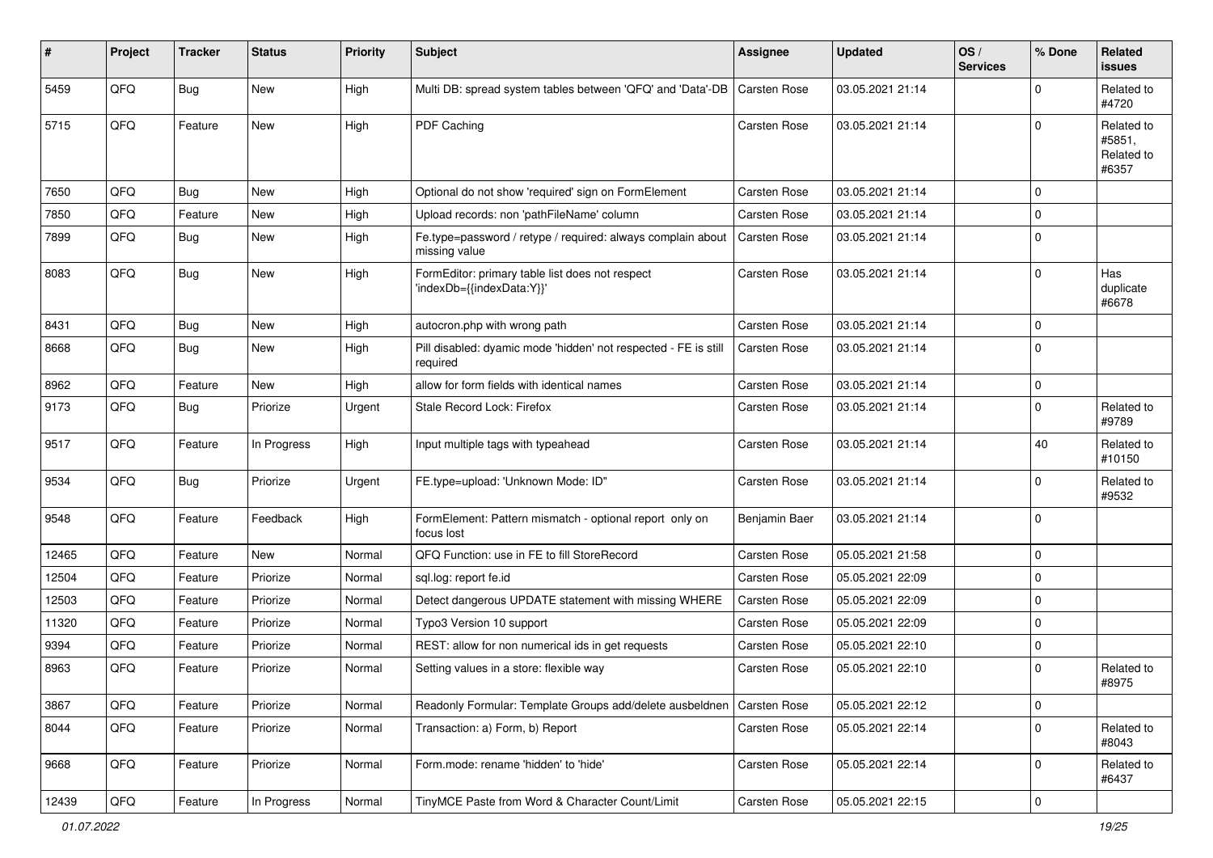| # | Project | Tracker | Status | Priority | Subject | Assignee | Updated | OS / Services | % Done | Related issues |
|---|---|---|---|---|---|---|---|---|---|---|
| 5459 | QFQ | Bug | New | High | Multi DB: spread system tables between 'QFQ' and 'Data'-DB | Carsten Rose | 03.05.2021 21:14 | | 0 | Related to #4720 |
| 5715 | QFQ | Feature | New | High | PDF Caching | Carsten Rose | 03.05.2021 21:14 | | 0 | Related to #5851, Related to #6357 |
| 7650 | QFQ | Bug | New | High | Optional do not show 'required' sign on FormElement | Carsten Rose | 03.05.2021 21:14 | | 0 | |
| 7850 | QFQ | Feature | New | High | Upload records: non 'pathFileName' column | Carsten Rose | 03.05.2021 21:14 | | 0 | |
| 7899 | QFQ | Bug | New | High | Fe.type=password / retype / required: always complain about missing value | Carsten Rose | 03.05.2021 21:14 | | 0 | |
| 8083 | QFQ | Bug | New | High | FormEditor: primary table list does not respect 'indexDb={{indexData:Y}}' | Carsten Rose | 03.05.2021 21:14 | | 0 | Has duplicate #6678 |
| 8431 | QFQ | Bug | New | High | autocron.php with wrong path | Carsten Rose | 03.05.2021 21:14 | | 0 | |
| 8668 | QFQ | Bug | New | High | Pill disabled: dyamic mode 'hidden' not respected - FE is still required | Carsten Rose | 03.05.2021 21:14 | | 0 | |
| 8962 | QFQ | Feature | New | High | allow for form fields with identical names | Carsten Rose | 03.05.2021 21:14 | | 0 | |
| 9173 | QFQ | Bug | Priorize | Urgent | Stale Record Lock: Firefox | Carsten Rose | 03.05.2021 21:14 | | 0 | Related to #9789 |
| 9517 | QFQ | Feature | In Progress | High | Input multiple tags with typeahead | Carsten Rose | 03.05.2021 21:14 | | 40 | Related to #10150 |
| 9534 | QFQ | Bug | Priorize | Urgent | FE.type=upload: 'Unknown Mode: ID" | Carsten Rose | 03.05.2021 21:14 | | 0 | Related to #9532 |
| 9548 | QFQ | Feature | Feedback | High | FormElement: Pattern mismatch - optional report only on focus lost | Benjamin Baer | 03.05.2021 21:14 | | 0 | |
| 12465 | QFQ | Feature | New | Normal | QFQ Function: use in FE to fill StoreRecord | Carsten Rose | 05.05.2021 21:58 | | 0 | |
| 12504 | QFQ | Feature | Priorize | Normal | sql.log: report fe.id | Carsten Rose | 05.05.2021 22:09 | | 0 | |
| 12503 | QFQ | Feature | Priorize | Normal | Detect dangerous UPDATE statement with missing WHERE | Carsten Rose | 05.05.2021 22:09 | | 0 | |
| 11320 | QFQ | Feature | Priorize | Normal | Typo3 Version 10 support | Carsten Rose | 05.05.2021 22:09 | | 0 | |
| 9394 | QFQ | Feature | Priorize | Normal | REST: allow for non numerical ids in get requests | Carsten Rose | 05.05.2021 22:10 | | 0 | |
| 8963 | QFQ | Feature | Priorize | Normal | Setting values in a store: flexible way | Carsten Rose | 05.05.2021 22:10 | | 0 | Related to #8975 |
| 3867 | QFQ | Feature | Priorize | Normal | Readonly Formular: Template Groups add/delete ausbeldnen | Carsten Rose | 05.05.2021 22:12 | | 0 | |
| 8044 | QFQ | Feature | Priorize | Normal | Transaction: a) Form, b) Report | Carsten Rose | 05.05.2021 22:14 | | 0 | Related to #8043 |
| 9668 | QFQ | Feature | Priorize | Normal | Form.mode: rename 'hidden' to 'hide' | Carsten Rose | 05.05.2021 22:14 | | 0 | Related to #6437 |
| 12439 | QFQ | Feature | In Progress | Normal | TinyMCE Paste from Word & Character Count/Limit | Carsten Rose | 05.05.2021 22:15 | | 0 | |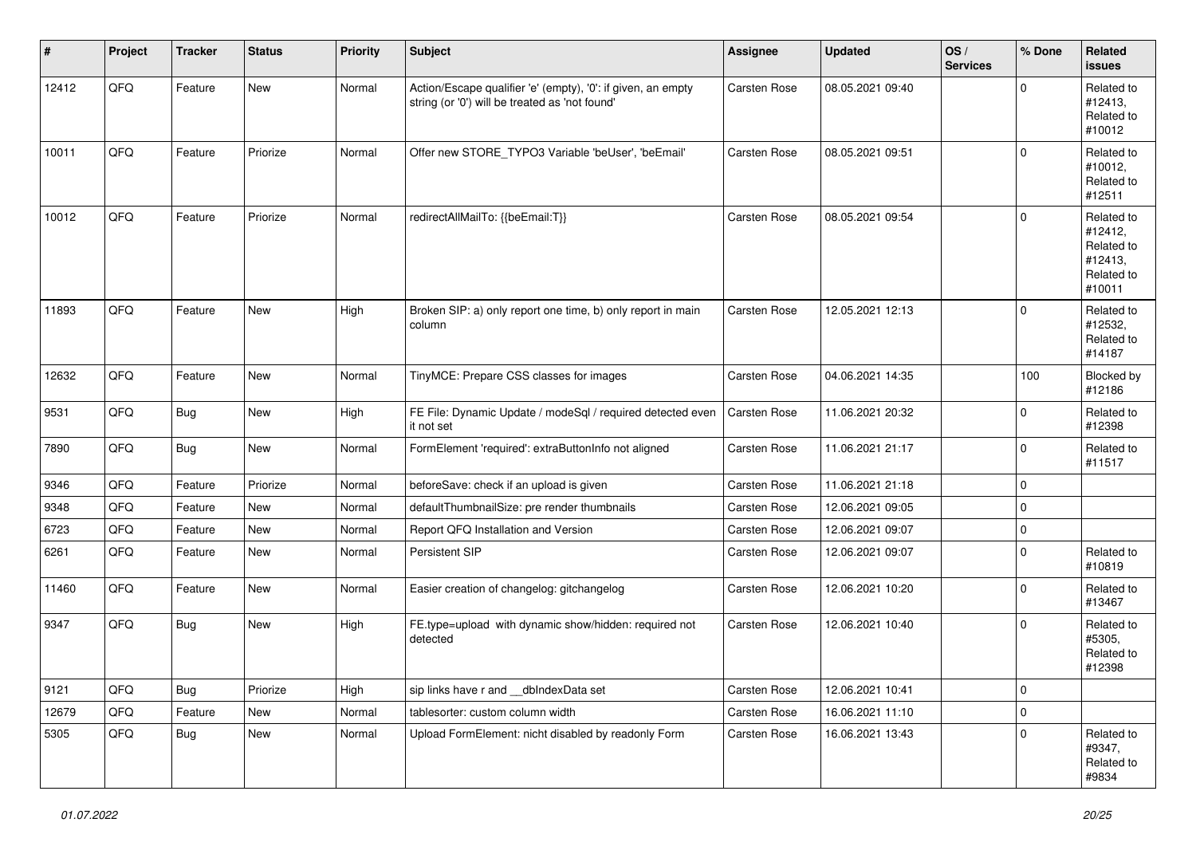| # | Project | Tracker | Status | Priority | Subject | Assignee | Updated | OS / Services | % Done | Related issues |
|---|---|---|---|---|---|---|---|---|---|---|
| 12412 | QFQ | Feature | New | Normal | Action/Escape qualifier 'e' (empty), '0': if given, an empty string (or '0') will be treated as 'not found' | Carsten Rose | 08.05.2021 09:40 | | 0 | Related to #12413, Related to #10012 |
| 10011 | QFQ | Feature | Priorize | Normal | Offer new STORE_TYPO3 Variable 'beUser', 'beEmail' | Carsten Rose | 08.05.2021 09:51 | | 0 | Related to #10012, Related to #12511 |
| 10012 | QFQ | Feature | Priorize | Normal | redirectAllMailTo: {{beEmail:T}} | Carsten Rose | 08.05.2021 09:54 | | 0 | Related to #12412, Related to #12413, Related to #10011 |
| 11893 | QFQ | Feature | New | High | Broken SIP: a) only report one time, b) only report in main column | Carsten Rose | 12.05.2021 12:13 | | 0 | Related to #12532, Related to #14187 |
| 12632 | QFQ | Feature | New | Normal | TinyMCE: Prepare CSS classes for images | Carsten Rose | 04.06.2021 14:35 | | 100 | Blocked by #12186 |
| 9531 | QFQ | Bug | New | High | FE File: Dynamic Update / modeSql / required detected even it not set | Carsten Rose | 11.06.2021 20:32 | | 0 | Related to #12398 |
| 7890 | QFQ | Bug | New | Normal | FormElement 'required': extraButtonInfo not aligned | Carsten Rose | 11.06.2021 21:17 | | 0 | Related to #11517 |
| 9346 | QFQ | Feature | Priorize | Normal | beforeSave: check if an upload is given | Carsten Rose | 11.06.2021 21:18 | | 0 | |
| 9348 | QFQ | Feature | New | Normal | defaultThumbnailSize: pre render thumbnails | Carsten Rose | 12.06.2021 09:05 | | 0 | |
| 6723 | QFQ | Feature | New | Normal | Report QFQ Installation and Version | Carsten Rose | 12.06.2021 09:07 | | 0 | |
| 6261 | QFQ | Feature | New | Normal | Persistent SIP | Carsten Rose | 12.06.2021 09:07 | | 0 | Related to #10819 |
| 11460 | QFQ | Feature | New | Normal | Easier creation of changelog: gitchangelog | Carsten Rose | 12.06.2021 10:20 | | 0 | Related to #13467 |
| 9347 | QFQ | Bug | New | High | FE.type=upload with dynamic show/hidden: required not detected | Carsten Rose | 12.06.2021 10:40 | | 0 | Related to #5305, Related to #12398 |
| 9121 | QFQ | Bug | Priorize | High | sip links have r and __dbIndexData set | Carsten Rose | 12.06.2021 10:41 | | 0 | |
| 12679 | QFQ | Feature | New | Normal | tablesorter: custom column width | Carsten Rose | 16.06.2021 11:10 | | 0 | |
| 5305 | QFQ | Bug | New | Normal | Upload FormElement: nicht disabled by readonly Form | Carsten Rose | 16.06.2021 13:43 | | 0 | Related to #9347, Related to #9834 |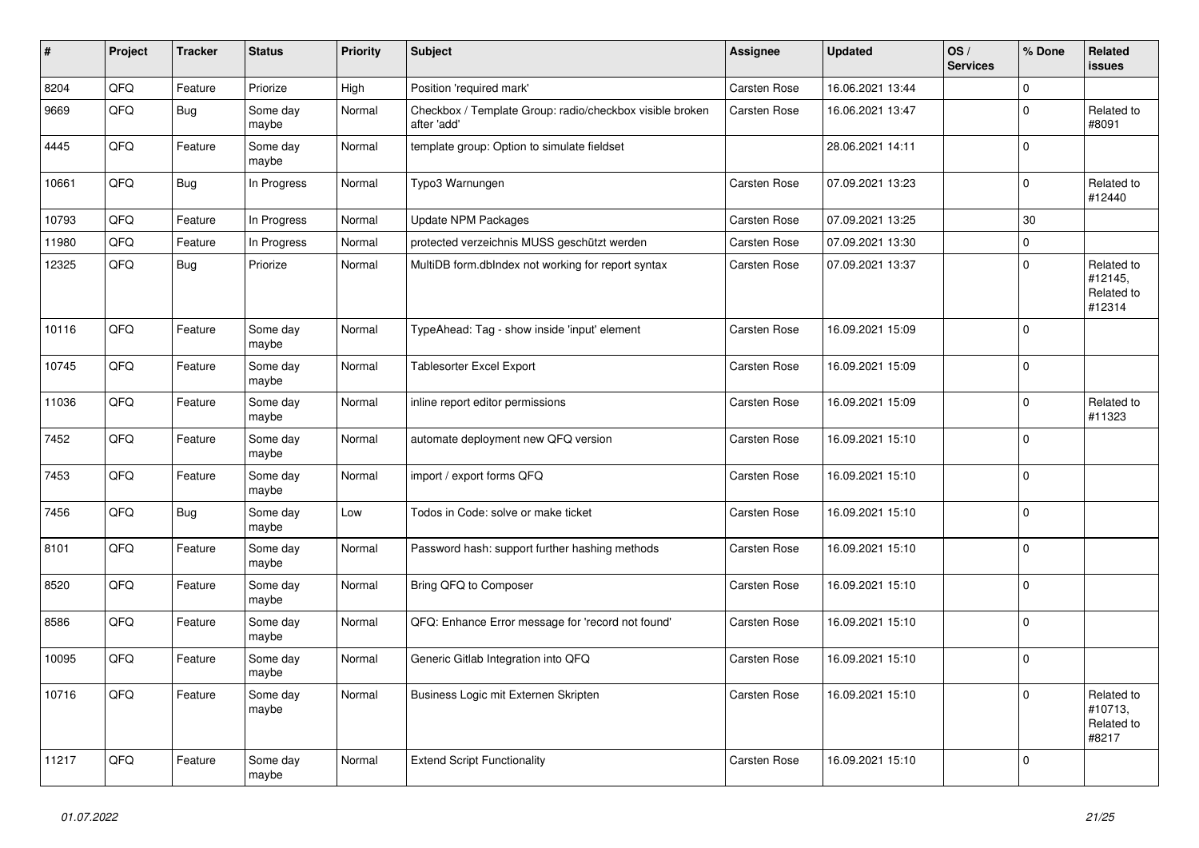| # | Project | Tracker | Status | Priority | Subject | Assignee | Updated | OS / Services | % Done | Related issues |
|---|---|---|---|---|---|---|---|---|---|---|
| 8204 | QFQ | Feature | Priorize | High | Position 'required mark' | Carsten Rose | 16.06.2021 13:44 | | 0 | |
| 9669 | QFQ | Bug | Some day maybe | Normal | Checkbox / Template Group: radio/checkbox visible broken after 'add' | Carsten Rose | 16.06.2021 13:47 | | 0 | Related to #8091 |
| 4445 | QFQ | Feature | Some day maybe | Normal | template group: Option to simulate fieldset | | 28.06.2021 14:11 | | 0 | |
| 10661 | QFQ | Bug | In Progress | Normal | Typo3 Warnungen | Carsten Rose | 07.09.2021 13:23 | | 0 | Related to #12440 |
| 10793 | QFQ | Feature | In Progress | Normal | Update NPM Packages | Carsten Rose | 07.09.2021 13:25 | | 30 | |
| 11980 | QFQ | Feature | In Progress | Normal | protected verzeichnis MUSS geschützt werden | Carsten Rose | 07.09.2021 13:30 | | 0 | |
| 12325 | QFQ | Bug | Priorize | Normal | MultiDB form.dbIndex not working for report syntax | Carsten Rose | 07.09.2021 13:37 | | 0 | Related to #12145, Related to #12314 |
| 10116 | QFQ | Feature | Some day maybe | Normal | TypeAhead: Tag - show inside 'input' element | Carsten Rose | 16.09.2021 15:09 | | 0 | |
| 10745 | QFQ | Feature | Some day maybe | Normal | Tablesorter Excel Export | Carsten Rose | 16.09.2021 15:09 | | 0 | |
| 11036 | QFQ | Feature | Some day maybe | Normal | inline report editor permissions | Carsten Rose | 16.09.2021 15:09 | | 0 | Related to #11323 |
| 7452 | QFQ | Feature | Some day maybe | Normal | automate deployment new QFQ version | Carsten Rose | 16.09.2021 15:10 | | 0 | |
| 7453 | QFQ | Feature | Some day maybe | Normal | import / export forms QFQ | Carsten Rose | 16.09.2021 15:10 | | 0 | |
| 7456 | QFQ | Bug | Some day maybe | Low | Todos in Code: solve or make ticket | Carsten Rose | 16.09.2021 15:10 | | 0 | |
| 8101 | QFQ | Feature | Some day maybe | Normal | Password hash: support further hashing methods | Carsten Rose | 16.09.2021 15:10 | | 0 | |
| 8520 | QFQ | Feature | Some day maybe | Normal | Bring QFQ to Composer | Carsten Rose | 16.09.2021 15:10 | | 0 | |
| 8586 | QFQ | Feature | Some day maybe | Normal | QFQ: Enhance Error message for 'record not found' | Carsten Rose | 16.09.2021 15:10 | | 0 | |
| 10095 | QFQ | Feature | Some day maybe | Normal | Generic Gitlab Integration into QFQ | Carsten Rose | 16.09.2021 15:10 | | 0 | |
| 10716 | QFQ | Feature | Some day maybe | Normal | Business Logic mit Externen Skripten | Carsten Rose | 16.09.2021 15:10 | | 0 | Related to #10713, Related to #8217 |
| 11217 | QFQ | Feature | Some day maybe | Normal | Extend Script Functionality | Carsten Rose | 16.09.2021 15:10 | | 0 | |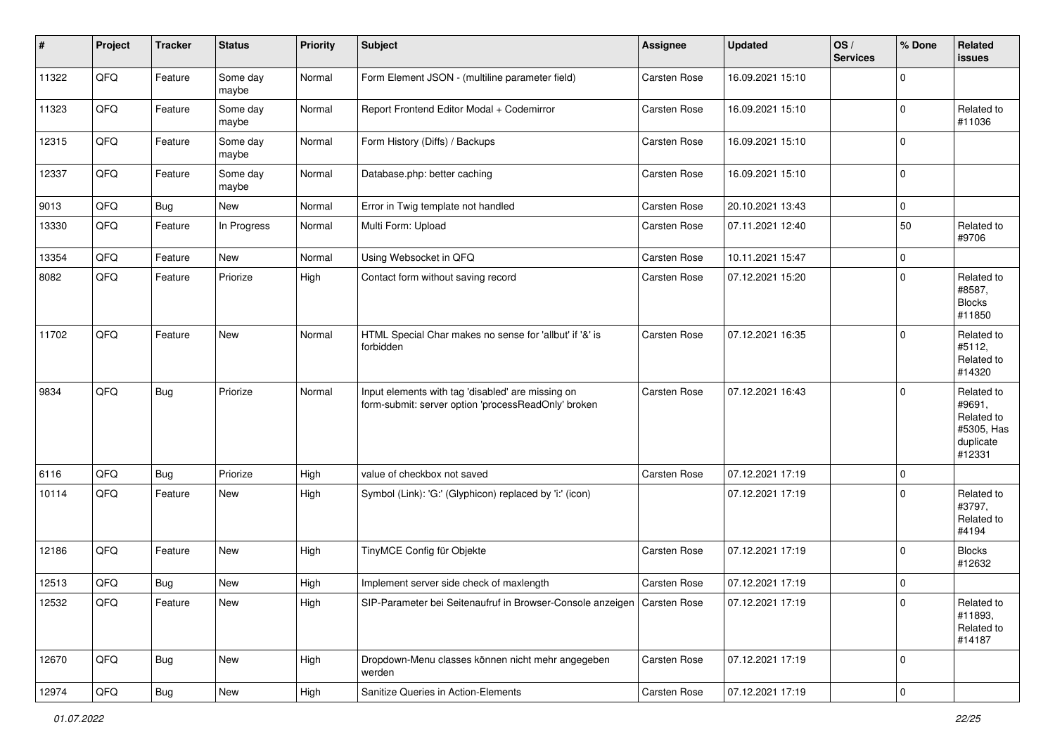| # | Project | Tracker | Status | Priority | Subject | Assignee | Updated | OS / Services | % Done | Related issues |
|---|---|---|---|---|---|---|---|---|---|---|
| 11322 | QFQ | Feature | Some day maybe | Normal | Form Element JSON - (multiline parameter field) | Carsten Rose | 16.09.2021 15:10 | | 0 | |
| 11323 | QFQ | Feature | Some day maybe | Normal | Report Frontend Editor Modal + Codemirror | Carsten Rose | 16.09.2021 15:10 | | 0 | Related to #11036 |
| 12315 | QFQ | Feature | Some day maybe | Normal | Form History (Diffs) / Backups | Carsten Rose | 16.09.2021 15:10 | | 0 | |
| 12337 | QFQ | Feature | Some day maybe | Normal | Database.php: better caching | Carsten Rose | 16.09.2021 15:10 | | 0 | |
| 9013 | QFQ | Bug | New | Normal | Error in Twig template not handled | Carsten Rose | 20.10.2021 13:43 | | 0 | |
| 13330 | QFQ | Feature | In Progress | Normal | Multi Form: Upload | Carsten Rose | 07.11.2021 12:40 | | 50 | Related to #9706 |
| 13354 | QFQ | Feature | New | Normal | Using Websocket in QFQ | Carsten Rose | 10.11.2021 15:47 | | 0 | |
| 8082 | QFQ | Feature | Priorize | High | Contact form without saving record | Carsten Rose | 07.12.2021 15:20 | | 0 | Related to #8587, Blocks #11850 |
| 11702 | QFQ | Feature | New | Normal | HTML Special Char makes no sense for 'allbut' if '&' is forbidden | Carsten Rose | 07.12.2021 16:35 | | 0 | Related to #5112, Related to #14320 |
| 9834 | QFQ | Bug | Priorize | Normal | Input elements with tag 'disabled' are missing on form-submit: server option 'processReadOnly' broken | Carsten Rose | 07.12.2021 16:43 | | 0 | Related to #9691, Related to #5305, Has duplicate #12331 |
| 6116 | QFQ | Bug | Priorize | High | value of checkbox not saved | Carsten Rose | 07.12.2021 17:19 | | 0 | |
| 10114 | QFQ | Feature | New | High | Symbol (Link): 'G:' (Glyphicon) replaced by 'i:' (icon) | | 07.12.2021 17:19 | | 0 | Related to #3797, Related to #4194 |
| 12186 | QFQ | Feature | New | High | TinyMCE Config für Objekte | Carsten Rose | 07.12.2021 17:19 | | 0 | Blocks #12632 |
| 12513 | QFQ | Bug | New | High | Implement server side check of maxlength | Carsten Rose | 07.12.2021 17:19 | | 0 | |
| 12532 | QFQ | Feature | New | High | SIP-Parameter bei Seitenaufruf in Browser-Console anzeigen | Carsten Rose | 07.12.2021 17:19 | | 0 | Related to #11893, Related to #14187 |
| 12670 | QFQ | Bug | New | High | Dropdown-Menu classes können nicht mehr angegeben werden | Carsten Rose | 07.12.2021 17:19 | | 0 | |
| 12974 | QFQ | Bug | New | High | Sanitize Queries in Action-Elements | Carsten Rose | 07.12.2021 17:19 | | 0 | |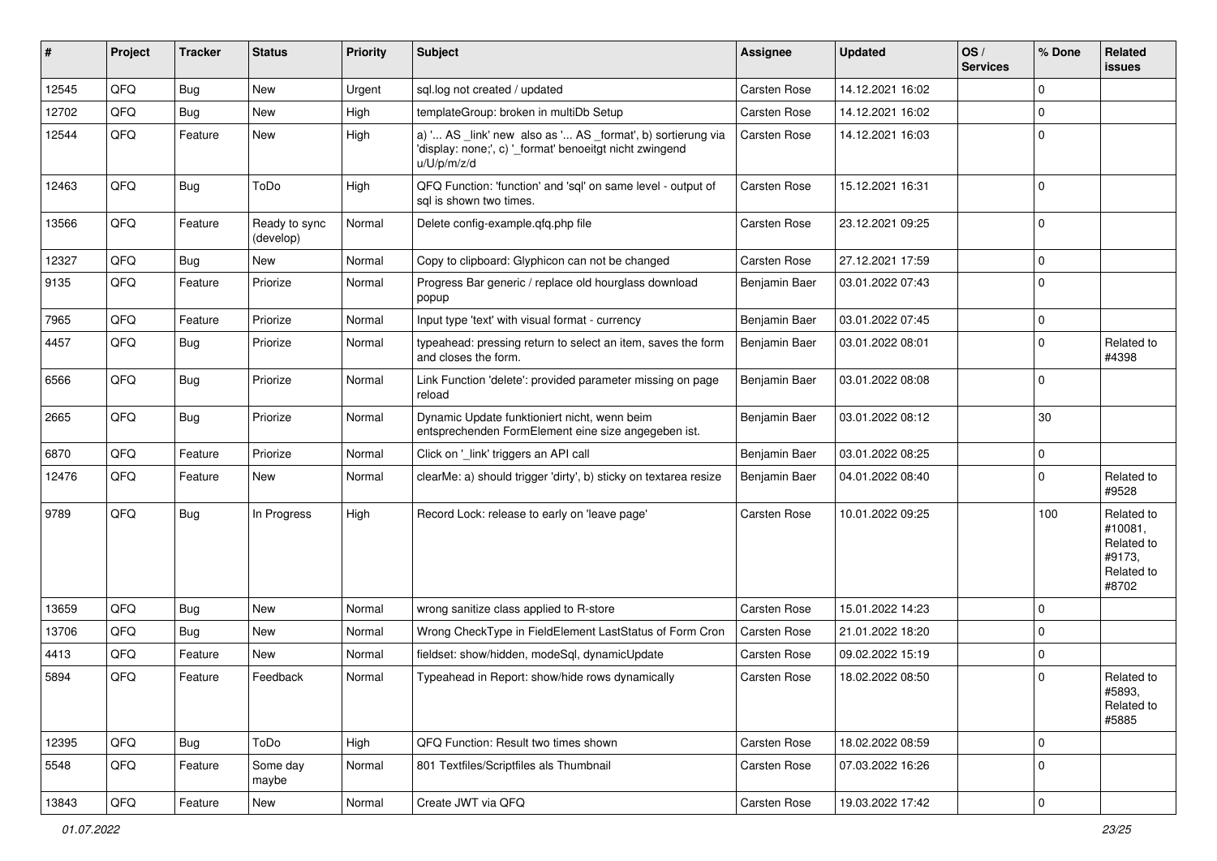| # | Project | Tracker | Status | Priority | Subject | Assignee | Updated | OS / Services | % Done | Related issues |
|---|---|---|---|---|---|---|---|---|---|---|
| 12545 | QFQ | Bug | New | Urgent | sql.log not created / updated | Carsten Rose | 14.12.2021 16:02 | | 0 | |
| 12702 | QFQ | Bug | New | High | templateGroup: broken in multiDb Setup | Carsten Rose | 14.12.2021 16:02 | | 0 | |
| 12544 | QFQ | Feature | New | High | a) '... AS _link' new also as '... AS _format', b) sortierung via 'display: none;', c) '_format' benoeitgt nicht zwingend u/U/p/m/z/d | Carsten Rose | 14.12.2021 16:03 | | 0 | |
| 12463 | QFQ | Bug | ToDo | High | QFQ Function: 'function' and 'sql' on same level - output of sql is shown two times. | Carsten Rose | 15.12.2021 16:31 | | 0 | |
| 13566 | QFQ | Feature | Ready to sync (develop) | Normal | Delete config-example.qfq.php file | Carsten Rose | 23.12.2021 09:25 | | 0 | |
| 12327 | QFQ | Bug | New | Normal | Copy to clipboard: Glyphicon can not be changed | Carsten Rose | 27.12.2021 17:59 | | 0 | |
| 9135 | QFQ | Feature | Priorize | Normal | Progress Bar generic / replace old hourglass download popup | Benjamin Baer | 03.01.2022 07:43 | | 0 | |
| 7965 | QFQ | Feature | Priorize | Normal | Input type 'text' with visual format - currency | Benjamin Baer | 03.01.2022 07:45 | | 0 | |
| 4457 | QFQ | Bug | Priorize | Normal | typeahead: pressing return to select an item, saves the form and closes the form. | Benjamin Baer | 03.01.2022 08:01 | | 0 | Related to #4398 |
| 6566 | QFQ | Bug | Priorize | Normal | Link Function 'delete': provided parameter missing on page reload | Benjamin Baer | 03.01.2022 08:08 | | 0 | |
| 2665 | QFQ | Bug | Priorize | Normal | Dynamic Update funktioniert nicht, wenn beim entsprechenden FormElement eine size angegeben ist. | Benjamin Baer | 03.01.2022 08:12 | | 30 | |
| 6870 | QFQ | Feature | Priorize | Normal | Click on '_link' triggers an API call | Benjamin Baer | 03.01.2022 08:25 | | 0 | |
| 12476 | QFQ | Feature | New | Normal | clearMe: a) should trigger 'dirty', b) sticky on textarea resize | Benjamin Baer | 04.01.2022 08:40 | | 0 | Related to #9528 |
| 9789 | QFQ | Bug | In Progress | High | Record Lock: release to early on 'leave page' | Carsten Rose | 10.01.2022 09:25 | | 100 | Related to #10081, Related to #9173, Related to #8702 |
| 13659 | QFQ | Bug | New | Normal | wrong sanitize class applied to R-store | Carsten Rose | 15.01.2022 14:23 | | 0 | |
| 13706 | QFQ | Bug | New | Normal | Wrong CheckType in FieldElement LastStatus of Form Cron | Carsten Rose | 21.01.2022 18:20 | | 0 | |
| 4413 | QFQ | Feature | New | Normal | fieldset: show/hidden, modeSql, dynamicUpdate | Carsten Rose | 09.02.2022 15:19 | | 0 | |
| 5894 | QFQ | Feature | Feedback | Normal | Typeahead in Report: show/hide rows dynamically | Carsten Rose | 18.02.2022 08:50 | | 0 | Related to #5893, Related to #5885 |
| 12395 | QFQ | Bug | ToDo | High | QFQ Function: Result two times shown | Carsten Rose | 18.02.2022 08:59 | | 0 | |
| 5548 | QFQ | Feature | Some day maybe | Normal | 801 Textfiles/Scriptfiles als Thumbnail | Carsten Rose | 07.03.2022 16:26 | | 0 | |
| 13843 | QFQ | Feature | New | Normal | Create JWT via QFQ | Carsten Rose | 19.03.2022 17:42 | | 0 | |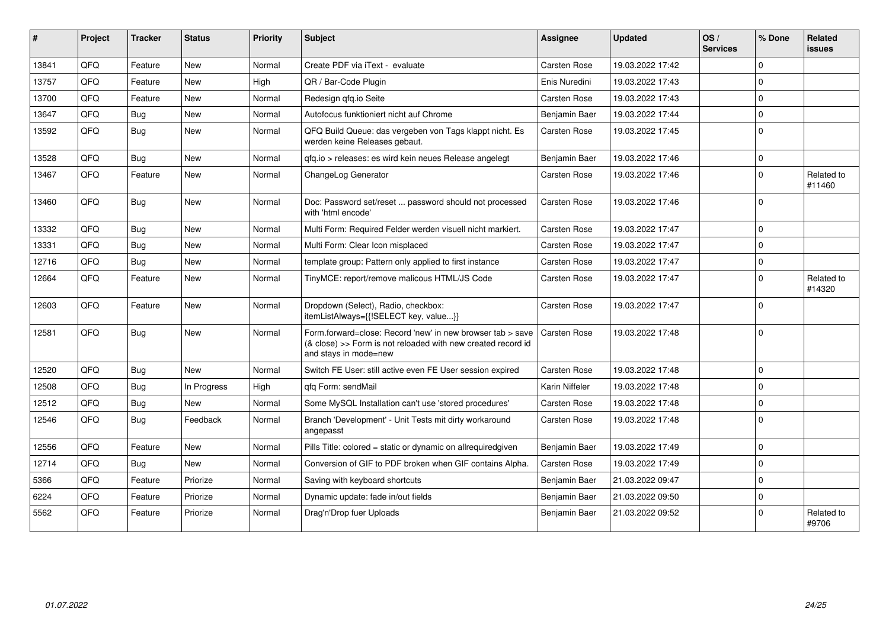| # | Project | Tracker | Status | Priority | Subject | Assignee | Updated | OS / Services | % Done | Related issues |
|---|---|---|---|---|---|---|---|---|---|---|
| 13841 | QFQ | Feature | New | Normal | Create PDF via iText - evaluate | Carsten Rose | 19.03.2022 17:42 | | 0 | |
| 13757 | QFQ | Feature | New | High | QR / Bar-Code Plugin | Enis Nuredini | 19.03.2022 17:43 | | 0 | |
| 13700 | QFQ | Feature | New | Normal | Redesign qfq.io Seite | Carsten Rose | 19.03.2022 17:43 | | 0 | |
| 13647 | QFQ | Bug | New | Normal | Autofocus funktioniert nicht auf Chrome | Benjamin Baer | 19.03.2022 17:44 | | 0 | |
| 13592 | QFQ | Bug | New | Normal | QFQ Build Queue: das vergeben von Tags klappt nicht. Es werden keine Releases gebaut. | Carsten Rose | 19.03.2022 17:45 | | 0 | |
| 13528 | QFQ | Bug | New | Normal | qfq.io > releases: es wird kein neues Release angelegt | Benjamin Baer | 19.03.2022 17:46 | | 0 | |
| 13467 | QFQ | Feature | New | Normal | ChangeLog Generator | Carsten Rose | 19.03.2022 17:46 | | 0 | Related to #11460 |
| 13460 | QFQ | Bug | New | Normal | Doc: Password set/reset ... password should not processed with 'html encode' | Carsten Rose | 19.03.2022 17:46 | | 0 | |
| 13332 | QFQ | Bug | New | Normal | Multi Form: Required Felder werden visuell nicht markiert. | Carsten Rose | 19.03.2022 17:47 | | 0 | |
| 13331 | QFQ | Bug | New | Normal | Multi Form: Clear Icon misplaced | Carsten Rose | 19.03.2022 17:47 | | 0 | |
| 12716 | QFQ | Bug | New | Normal | template group: Pattern only applied to first instance | Carsten Rose | 19.03.2022 17:47 | | 0 | |
| 12664 | QFQ | Feature | New | Normal | TinyMCE: report/remove malicous HTML/JS Code | Carsten Rose | 19.03.2022 17:47 | | 0 | Related to #14320 |
| 12603 | QFQ | Feature | New | Normal | Dropdown (Select), Radio, checkbox: itemListAlways={{!SELECT key, value...}} | Carsten Rose | 19.03.2022 17:47 | | 0 | |
| 12581 | QFQ | Bug | New | Normal | Form.forward=close: Record 'new' in new browser tab > save (& close) >> Form is not reloaded with new created record id and stays in mode=new | Carsten Rose | 19.03.2022 17:48 | | 0 | |
| 12520 | QFQ | Bug | New | Normal | Switch FE User: still active even FE User session expired | Carsten Rose | 19.03.2022 17:48 | | 0 | |
| 12508 | QFQ | Bug | In Progress | High | qfq Form: sendMail | Karin Niffeler | 19.03.2022 17:48 | | 0 | |
| 12512 | QFQ | Bug | New | Normal | Some MySQL Installation can't use 'stored procedures' | Carsten Rose | 19.03.2022 17:48 | | 0 | |
| 12546 | QFQ | Bug | Feedback | Normal | Branch 'Development' - Unit Tests mit dirty workaround angepasst | Carsten Rose | 19.03.2022 17:48 | | 0 | |
| 12556 | QFQ | Feature | New | Normal | Pills Title: colored = static or dynamic on allrequiredgiven | Benjamin Baer | 19.03.2022 17:49 | | 0 | |
| 12714 | QFQ | Bug | New | Normal | Conversion of GIF to PDF broken when GIF contains Alpha. | Carsten Rose | 19.03.2022 17:49 | | 0 | |
| 5366 | QFQ | Feature | Priorize | Normal | Saving with keyboard shortcuts | Benjamin Baer | 21.03.2022 09:47 | | 0 | |
| 6224 | QFQ | Feature | Priorize | Normal | Dynamic update: fade in/out fields | Benjamin Baer | 21.03.2022 09:50 | | 0 | |
| 5562 | QFQ | Feature | Priorize | Normal | Drag'n'Drop fuer Uploads | Benjamin Baer | 21.03.2022 09:52 | | 0 | Related to #9706 |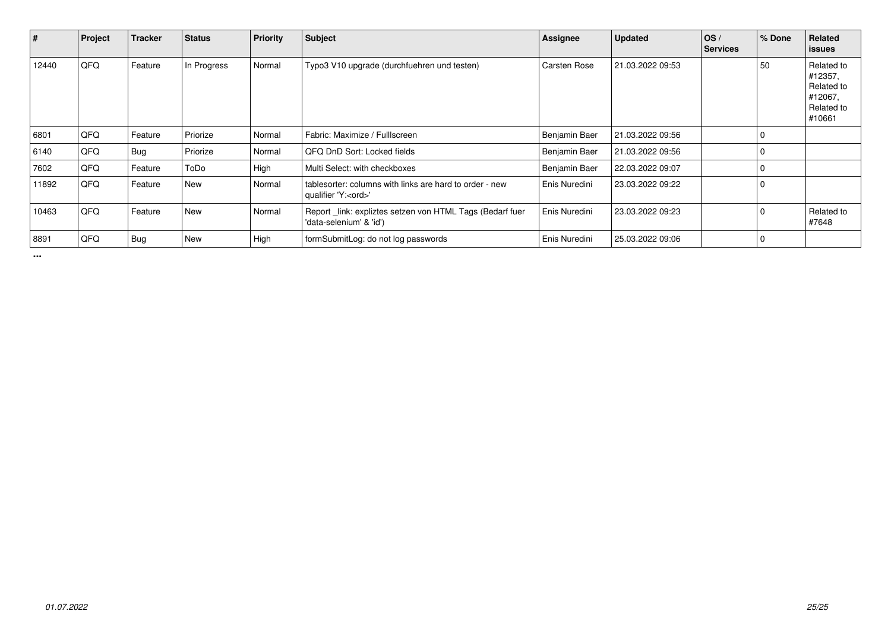| # | Project | Tracker | Status | Priority | Subject | Assignee | Updated | OS / Services | % Done | Related issues |
|---|---|---|---|---|---|---|---|---|---|---|
| 12440 | QFQ | Feature | In Progress | Normal | Typo3 V10 upgrade (durchfuehren und testen) | Carsten Rose | 21.03.2022 09:53 | | 50 | Related to #12357, Related to #12067, Related to #10661 |
| 6801 | QFQ | Feature | Priorize | Normal | Fabric: Maximize / Fulllscreen | Benjamin Baer | 21.03.2022 09:56 | | 0 | |
| 6140 | QFQ | Bug | Priorize | Normal | QFQ DnD Sort: Locked fields | Benjamin Baer | 21.03.2022 09:56 | | 0 | |
| 7602 | QFQ | Feature | ToDo | High | Multi Select: with checkboxes | Benjamin Baer | 22.03.2022 09:07 | | 0 | |
| 11892 | QFQ | Feature | New | Normal | tablesorter: columns with links are hard to order - new qualifier 'Y:<ord>' | Enis Nuredini | 23.03.2022 09:22 | | 0 | |
| 10463 | QFQ | Feature | New | Normal | Report _link: expliztes setzen von HTML Tags (Bedarf fuer 'data-selenium' & 'id') | Enis Nuredini | 23.03.2022 09:23 | | 0 | Related to #7648 |
| 8891 | QFQ | Bug | New | High | formSubmitLog: do not log passwords | Enis Nuredini | 25.03.2022 09:06 | | 0 | |

...